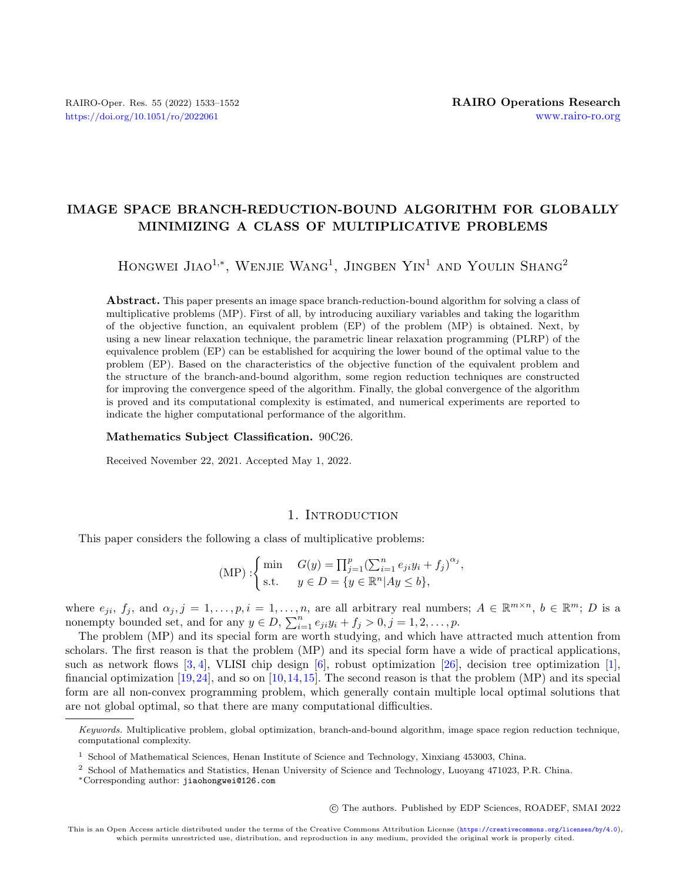# IMAGE SPACE BRANCH-REDUCTION-BOUND ALGORITHM FOR GLOBALLY MINIMIZING A CLASS OF MULTIPLICATIVE PROBLEMS

Hongwei Jiao[1,*], Wenjie Wang[1], Jingben Yin[1] and Youlin Shang[2]

**Abstract.** This paper presents an image space branch-reduction-bound algorithm for solving a class of multiplicative problems (MP). First of all, by introducing auxiliary variables and taking the logarithm of the objective function, an equivalent problem (EP) of the problem (MP) is obtained. Next, by using a new linear relaxation technique, the parametric linear relaxation programming (PLRP) of the equivalence problem (EP) can be established for acquiring the lower bound of the optimal value to the problem (EP). Based on the characteristics of the objective function of the equivalent problem and the structure of the branch-and-bound algorithm, some region reduction techniques are constructed for improving the convergence speed of the algorithm. Finally, the global convergence of the algorithm is proved and its computational complexity is estimated, and numerical experiments are reported to indicate the higher computational performance of the algorithm.

**Mathematics Subject Classification.** 90C26.

Received November 22, 2021. Accepted May 1, 2022.

## 1. Introduction

This paper considers the following a class of multiplicative problems:

$$
(\mathrm{MP}): \begin{cases} \min & G(y) = \prod_{j=1}^{p} \left(\sum_{i=1}^{n} e_{ji} y_i + f_j\right)^{\alpha_j}, \\ \text{s.t.} & y \in D = \{y \in \mathbb{R}^n | Ay \leq b\}, \end{cases}
$$

where $e_{ji}$, $f_j$, and $\alpha_j, j = 1, \ldots, p, i = 1, \ldots, n$, are all arbitrary real numbers; $A \in \mathbb{R}^{m \times n}$, $b \in \mathbb{R}^m$; $D$ is a nonempty bounded set, and for any $y \in D$, $\sum_{i=1}^{n} e_{ji} y_i + f_j > 0, j = 1, 2, \ldots, p$.

The problem (MP) and its special form are worth studying, and which have attracted much attention from scholars. The first reason is that the problem (MP) and its special form have a wide of practical applications, such as network flows [3,4], VLISI chip design [6], robust optimization [26], decision tree optimization [1], financial optimization [19,24], and so on [10,14,15]. The second reason is that the problem (MP) and its special form are all non-convex programming problem, which generally contain multiple local optimal solutions that are not global optimal, so that there are many computational difficulties.

*Keywords.* Multiplicative problem, global optimization, branch-and-bound algorithm, image space region reduction technique, computational complexity.

[1] School of Mathematical Sciences, Henan Institute of Science and Technology, Xinxiang 453003, China.

[2] School of Mathematics and Statistics, Henan University of Science and Technology, Luoyang 471023, P.R. China.

[*] Corresponding author: jiaohongwei@126.com

© The authors. Published by EDP Sciences, ROADEF, SMAI 2022

This is an Open Access article distributed under the terms of the Creative Commons Attribution License (https://creativecommons.org/licenses/by/4.0), which permits unrestricted use, distribution, and reproduction in any medium, provided the original work is properly cited.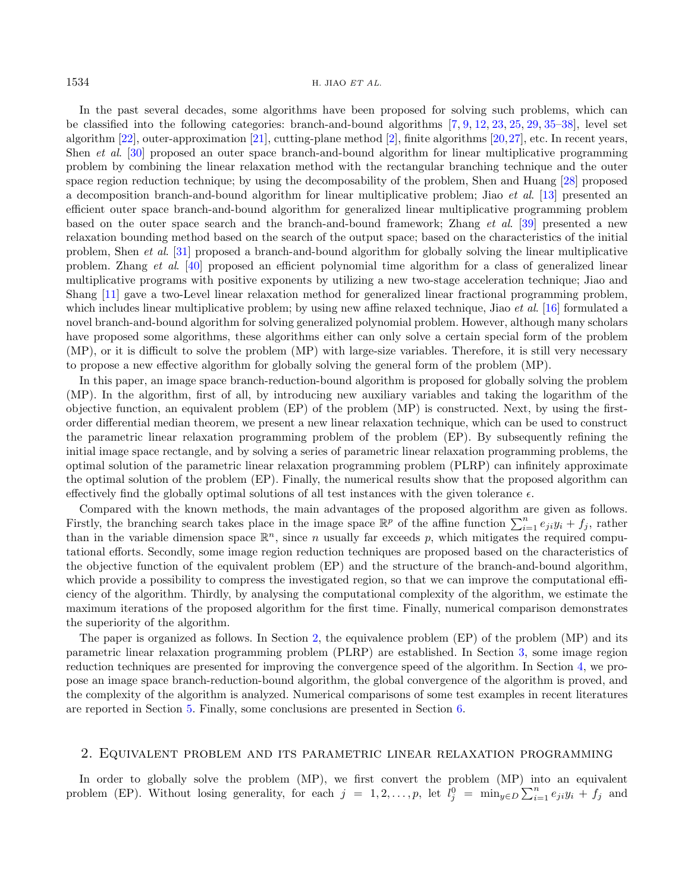In the past several decades, some algorithms have been proposed for solving such problems, which can be classified into the following categories: branch-and-bound algorithms [7, 9, 12, 23, 25, 29, 35–38], level set algorithm [22], outer-approximation [21], cutting-plane method [2], finite algorithms [20,27], etc. In recent years, Shen *et al.* [30] proposed an outer space branch-and-bound algorithm for linear multiplicative programming problem by combining the linear relaxation method with the rectangular branching technique and the outer space region reduction technique; by using the decomposability of the problem, Shen and Huang [28] proposed a decomposition branch-and-bound algorithm for linear multiplicative problem; Jiao *et al.* [13] presented an efficient outer space branch-and-bound algorithm for generalized linear multiplicative programming problem based on the outer space search and the branch-and-bound framework; Zhang *et al.* [39] presented a new relaxation bounding method based on the search of the output space; based on the characteristics of the initial problem, Shen *et al.* [31] proposed a branch-and-bound algorithm for globally solving the linear multiplicative problem. Zhang *et al.* [40] proposed an efficient polynomial time algorithm for a class of generalized linear multiplicative programs with positive exponents by utilizing a new two-stage acceleration technique; Jiao and Shang [11] gave a two-Level linear relaxation method for generalized linear fractional programming problem, which includes linear multiplicative problem; by using new affine relaxed technique, Jiao *et al.* [16] formulated a novel branch-and-bound algorithm for solving generalized polynomial problem. However, although many scholars have proposed some algorithms, these algorithms either can only solve a certain special form of the problem (MP), or it is difficult to solve the problem (MP) with large-size variables. Therefore, it is still very necessary to propose a new effective algorithm for globally solving the general form of the problem (MP).

In this paper, an image space branch-reduction-bound algorithm is proposed for globally solving the problem (MP). In the algorithm, first of all, by introducing new auxiliary variables and taking the logarithm of the objective function, an equivalent problem (EP) of the problem (MP) is constructed. Next, by using the first-order differential median theorem, we present a new linear relaxation technique, which can be used to construct the parametric linear relaxation programming problem of the problem (EP). By subsequently refining the initial image space rectangle, and by solving a series of parametric linear relaxation programming problems, the optimal solution of the parametric linear relaxation programming problem (PLRP) can infinitely approximate the optimal solution of the problem (EP). Finally, the numerical results show that the proposed algorithm can effectively find the globally optimal solutions of all test instances with the given tolerance $\epsilon$.

Compared with the known methods, the main advantages of the proposed algorithm are given as follows. Firstly, the branching search takes place in the image space $\mathbb{R}^p$ of the affine function $\sum_{i=1}^{n} e_{ji}y_i + f_j$, rather than in the variable dimension space $\mathbb{R}^n$, since $n$ usually far exceeds $p$, which mitigates the required computational efforts. Secondly, some image region reduction techniques are proposed based on the characteristics of the objective function of the equivalent problem (EP) and the structure of the branch-and-bound algorithm, which provide a possibility to compress the investigated region, so that we can improve the computational efficiency of the algorithm. Thirdly, by analysing the computational complexity of the algorithm, we estimate the maximum iterations of the proposed algorithm for the first time. Finally, numerical comparison demonstrates the superiority of the algorithm.

The paper is organized as follows. In Section 2, the equivalence problem (EP) of the problem (MP) and its parametric linear relaxation programming problem (PLRP) are established. In Section 3, some image region reduction techniques are presented for improving the convergence speed of the algorithm. In Section 4, we propose an image space branch-reduction-bound algorithm, the global convergence of the algorithm is proved, and the complexity of the algorithm is analyzed. Numerical comparisons of some test examples in recent literatures are reported in Section 5. Finally, some conclusions are presented in Section 6.

## 2. Equivalent problem and its parametric linear relaxation programming

In order to globally solve the problem (MP), we first convert the problem (MP) into an equivalent problem (EP). Without losing generality, for each $j = 1, 2, \ldots, p$, let $l_j^0 = \min_{y \in D} \sum_{i=1}^{n} e_{ji}y_i + f_j$ and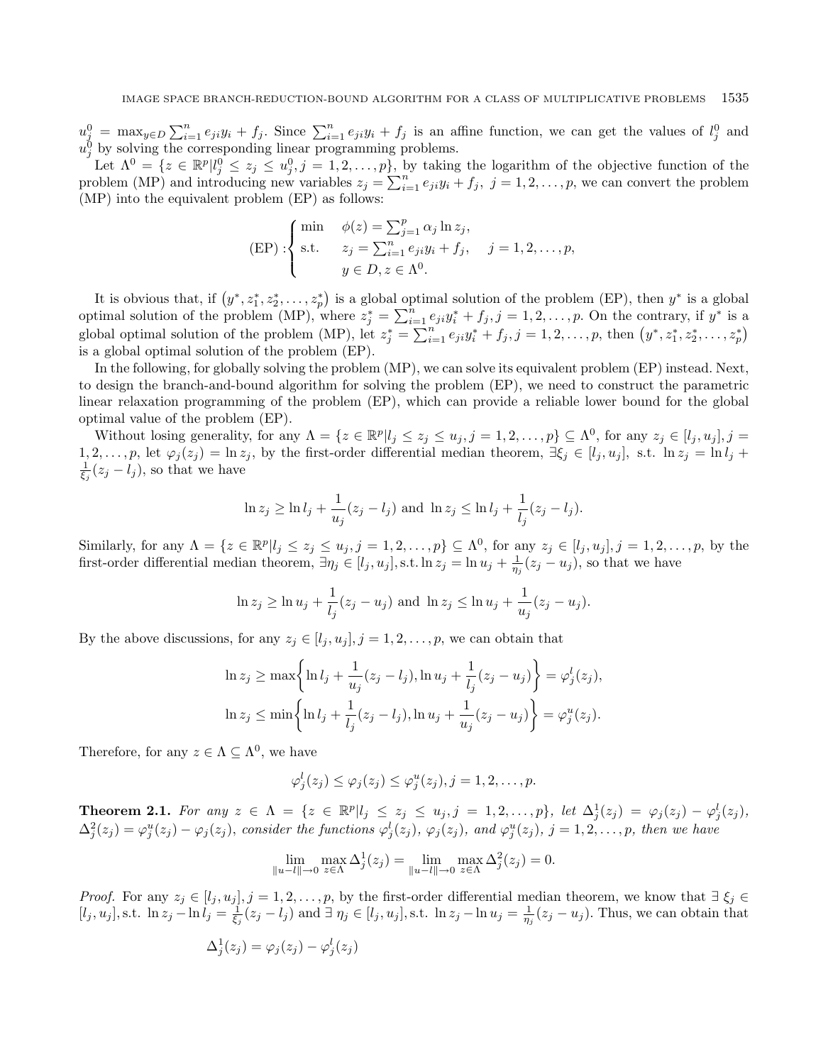$u_j^0 = \max_{y \in D} \sum_{i=1}^n e_{ji} y_i + f_j$. Since $\sum_{i=1}^n e_{ji} y_i + f_j$ is an affine function, we can get the values of $l_j^0$ and $u_j^0$ by solving the corresponding linear programming problems.

Let $\Lambda^0 = \{z \in \mathbb{R}^p | l_j^0 \le z_j \le u_j^0, j = 1, 2, \ldots, p\}$, by taking the logarithm of the objective function of the problem (MP) and introducing new variables $z_j = \sum_{i=1}^n e_{ji} y_i + f_j$, $j = 1, 2, \ldots, p$, we can convert the problem (MP) into the equivalent problem (EP) as follows:

$$
\text{(EP)} : \begin{cases} \min & \phi(z) = \sum_{j=1}^p \alpha_j \ln z_j, \\ \text{s.t.} & z_j = \sum_{i=1}^n e_{ji} y_i + f_j, \quad j = 1, 2, \ldots, p, \\ & y \in D, z \in \Lambda^0. \end{cases}
$$

It is obvious that, if $(y^*, z_1^*, z_2^*, \ldots, z_p^*)$ is a global optimal solution of the problem (EP), then $y^*$ is a global optimal solution of the problem (MP), where $z_j^* = \sum_{i=1}^n e_{ji} y_i^* + f_j, j = 1, 2, \ldots, p$. On the contrary, if $y^*$ is a global optimal solution of the problem (MP), let $z_j^* = \sum_{i=1}^n e_{ji} y_i^* + f_j, j = 1, 2, \ldots, p$, then $(y^*, z_1^*, z_2^*, \ldots, z_p^*)$ is a global optimal solution of the problem (EP).

In the following, for globally solving the problem (MP), we can solve its equivalent problem (EP) instead. Next, to design the branch-and-bound algorithm for solving the problem (EP), we need to construct the parametric linear relaxation programming of the problem (EP), which can provide a reliable lower bound for the global optimal value of the problem (EP).

Without losing generality, for any $\Lambda = \{z \in \mathbb{R}^p | l_j \le z_j \le u_j, j = 1, 2, \ldots, p\} \subseteq \Lambda^0$, for any $z_j \in [l_j, u_j], j = 1, 2, \ldots, p$, let $\varphi_j(z_j) = \ln z_j$, by the first-order differential median theorem, $\exists \xi_j \in [l_j, u_j]$, s.t. $\ln z_j = \ln l_j + \frac{1}{\xi_j}(z_j - l_j)$, so that we have

$$
\ln z_j \ge \ln l_j + \frac{1}{u_j}(z_j - l_j) \text{ and } \ln z_j \le \ln l_j + \frac{1}{l_j}(z_j - l_j).
$$

Similarly, for any $\Lambda = \{z \in \mathbb{R}^p | l_j \le z_j \le u_j, j = 1, 2, \ldots, p\} \subseteq \Lambda^0$, for any $z_j \in [l_j, u_j], j = 1, 2, \ldots, p$, by the first-order differential median theorem, $\exists \eta_j \in [l_j, u_j]$, s.t. $\ln z_j = \ln u_j + \frac{1}{\eta_j}(z_j - u_j)$, so that we have

$$
\ln z_j \ge \ln u_j + \frac{1}{l_j}(z_j - u_j) \text{ and } \ln z_j \le \ln u_j + \frac{1}{u_j}(z_j - u_j).
$$

By the above discussions, for any $z_j \in [l_j, u_j], j = 1, 2, \ldots, p$, we can obtain that

$$
\ln z_j \ge \max\left\{ \ln l_j + \frac{1}{u_j}(z_j - l_j), \ln u_j + \frac{1}{l_j}(z_j - u_j) \right\} = \varphi_j^l(z_j),
$$

$$
\ln z_j \le \min\left\{ \ln l_j + \frac{1}{l_j}(z_j - l_j), \ln u_j + \frac{1}{u_j}(z_j - u_j) \right\} = \varphi_j^u(z_j).
$$

Therefore, for any $z \in \Lambda \subseteq \Lambda^0$, we have

$$
\varphi_j^l(z_j) \le \varphi_j(z_j) \le \varphi_j^u(z_j), j = 1, 2, \ldots, p.
$$

**Theorem 2.1.** *For any $z \in \Lambda = \{z \in \mathbb{R}^p | l_j \le z_j \le u_j, j = 1, 2, \ldots, p\}$, let $\Delta_j^1(z_j) = \varphi_j(z_j) - \varphi_j^l(z_j)$, $\Delta_j^2(z_j) = \varphi_j^u(z_j) - \varphi_j(z_j)$, consider the functions $\varphi_j^l(z_j)$, $\varphi_j(z_j)$, and $\varphi_j^u(z_j)$, $j = 1, 2, \ldots, p$, then we have*

$$
\lim_{\|u-l\| \to 0} \max_{z \in \Lambda} \Delta_j^1(z_j) = \lim_{\|u-l\| \to 0} \max_{z \in \Lambda} \Delta_j^2(z_j) = 0.
$$

*Proof.* For any $z_j \in [l_j, u_j], j = 1, 2, \ldots, p$, by the first-order differential median theorem, we know that $\exists\, \xi_j \in [l_j, u_j]$, s.t. $\ln z_j - \ln l_j = \frac{1}{\xi_j}(z_j - l_j)$ and $\exists\, \eta_j \in [l_j, u_j]$, s.t. $\ln z_j - \ln u_j = \frac{1}{\eta_j}(z_j - u_j)$. Thus, we can obtain that

$$
\Delta_j^1(z_j) = \varphi_j(z_j) - \varphi_j^l(z_j)
$$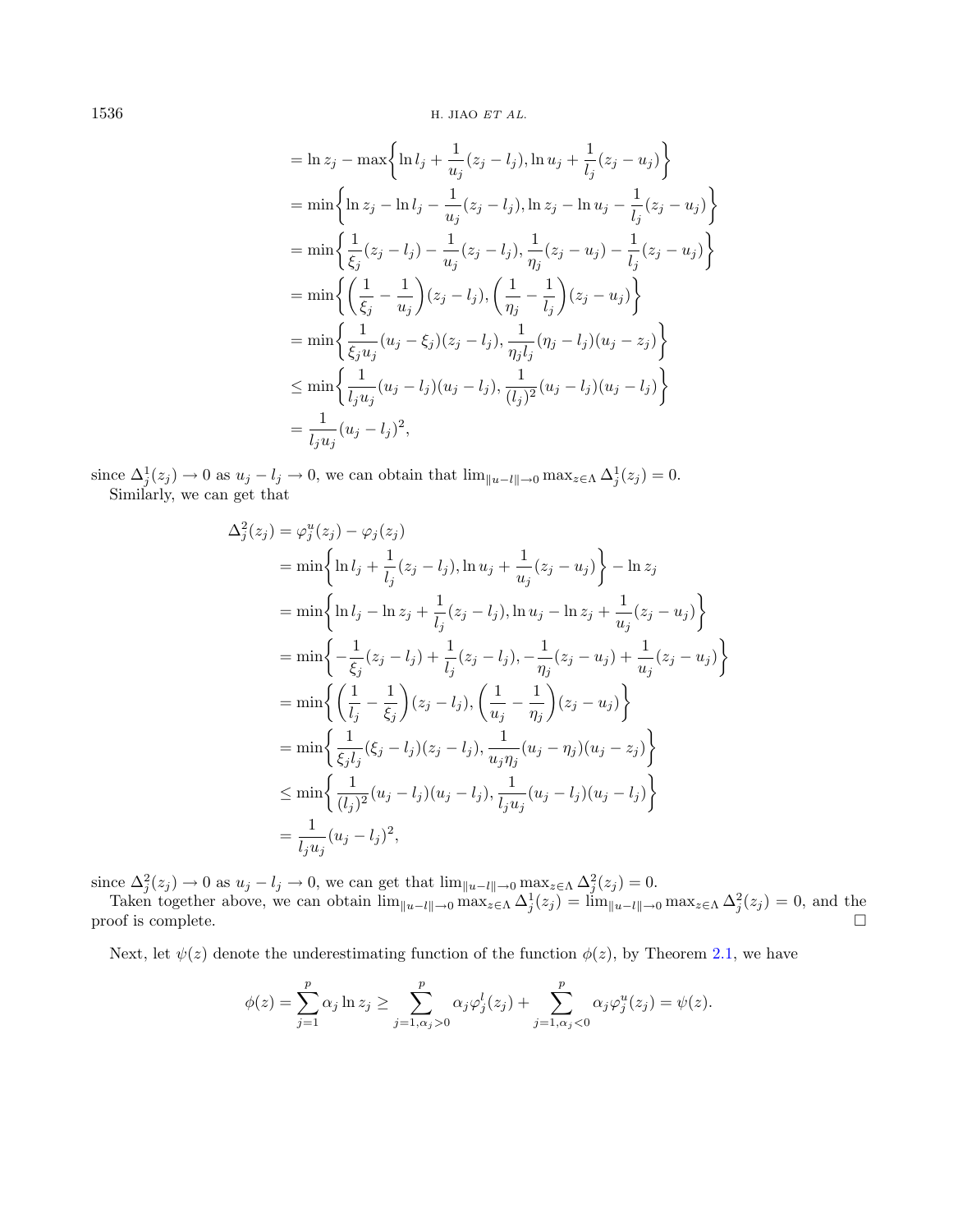$$
\begin{aligned}
&= \ln z_j - \max\left\{\ln l_j + \frac{1}{u_j}(z_j - l_j), \ln u_j + \frac{1}{l_j}(z_j - u_j)\right\} \\
&= \min\left\{\ln z_j - \ln l_j - \frac{1}{u_j}(z_j - l_j), \ln z_j - \ln u_j - \frac{1}{l_j}(z_j - u_j)\right\} \\
&= \min\left\{\frac{1}{\xi_j}(z_j - l_j) - \frac{1}{u_j}(z_j - l_j), \frac{1}{\eta_j}(z_j - u_j) - \frac{1}{l_j}(z_j - u_j)\right\} \\
&= \min\left\{\left(\frac{1}{\xi_j} - \frac{1}{u_j}\right)(z_j - l_j), \left(\frac{1}{\eta_j} - \frac{1}{l_j}\right)(z_j - u_j)\right\} \\
&= \min\left\{\frac{1}{\xi_j u_j}(u_j - \xi_j)(z_j - l_j), \frac{1}{\eta_j l_j}(\eta_j - l_j)(u_j - z_j)\right\} \\
&\le \min\left\{\frac{1}{l_j u_j}(u_j - l_j)(u_j - l_j), \frac{1}{(l_j)^2}(u_j - l_j)(u_j - l_j)\right\} \\
&= \frac{1}{l_j u_j}(u_j - l_j)^2,
\end{aligned}
$$

since $\Delta_j^1(z_j) \to 0$ as $u_j - l_j \to 0$, we can obtain that $\lim_{\|u-l\|\to 0} \max_{z\in\Lambda} \Delta_j^1(z_j) = 0$.

Similarly, we can get that

$$
\begin{aligned}
\Delta_j^2(z_j) &= \varphi_j^u(z_j) - \varphi_j(z_j) \\
&= \min\left\{\ln l_j + \frac{1}{l_j}(z_j - l_j), \ln u_j + \frac{1}{u_j}(z_j - u_j)\right\} - \ln z_j \\
&= \min\left\{\ln l_j - \ln z_j + \frac{1}{l_j}(z_j - l_j), \ln u_j - \ln z_j + \frac{1}{u_j}(z_j - u_j)\right\} \\
&= \min\left\{-\frac{1}{\xi_j}(z_j - l_j) + \frac{1}{l_j}(z_j - l_j), -\frac{1}{\eta_j}(z_j - u_j) + \frac{1}{u_j}(z_j - u_j)\right\} \\
&= \min\left\{\left(\frac{1}{l_j} - \frac{1}{\xi_j}\right)(z_j - l_j), \left(\frac{1}{u_j} - \frac{1}{\eta_j}\right)(z_j - u_j)\right\} \\
&= \min\left\{\frac{1}{\xi_j l_j}(\xi_j - l_j)(z_j - l_j), \frac{1}{u_j \eta_j}(u_j - \eta_j)(u_j - z_j)\right\} \\
&\le \min\left\{\frac{1}{(l_j)^2}(u_j - l_j)(u_j - l_j), \frac{1}{l_j u_j}(u_j - l_j)(u_j - l_j)\right\} \\
&= \frac{1}{l_j u_j}(u_j - l_j)^2,
\end{aligned}
$$

since $\Delta_j^2(z_j) \to 0$ as $u_j - l_j \to 0$, we can get that $\lim_{\|u-l\|\to 0} \max_{z\in\Lambda} \Delta_j^2(z_j) = 0$.

Taken together above, we can obtain $\lim_{\|u-l\|\to 0} \max_{z\in\Lambda} \Delta_j^1(z_j) = \lim_{\|u-l\|\to 0} \max_{z\in\Lambda} \Delta_j^2(z_j) = 0$, and the proof is complete. □

Next, let $\psi(z)$ denote the underestimating function of the function $\phi(z)$, by Theorem 2.1, we have

$$
\phi(z) = \sum_{j=1}^{p} \alpha_j \ln z_j \ge \sum_{j=1,\alpha_j>0}^{p} \alpha_j \varphi_j^l(z_j) + \sum_{j=1,\alpha_j<0}^{p} \alpha_j \varphi_j^u(z_j) = \psi(z).
$$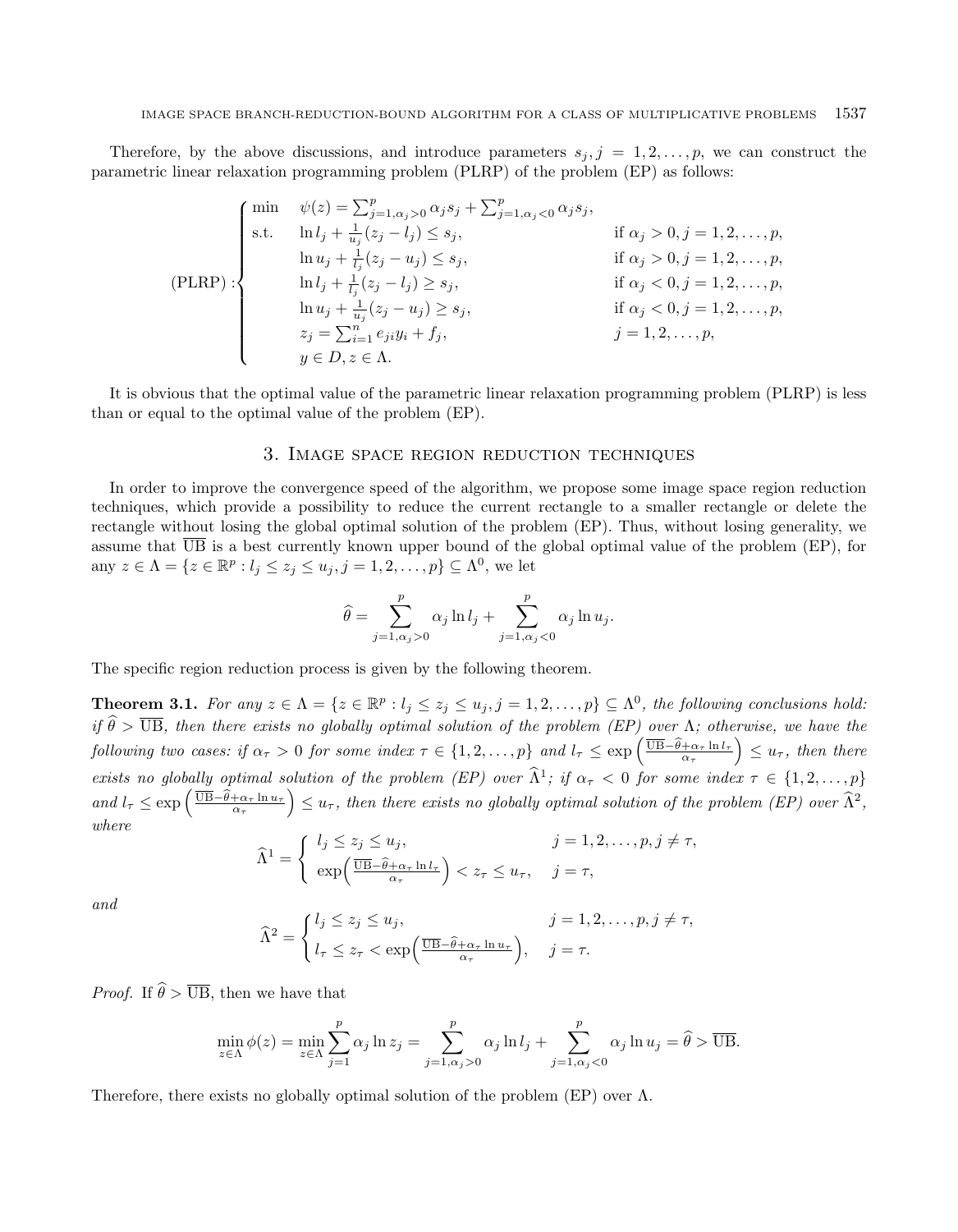Therefore, by the above discussions, and introduce parameters $s_j, j = 1, 2, \ldots, p$, we can construct the parametric linear relaxation programming problem (PLRP) of the problem (EP) as follows:

$$
\text{(PLRP)}: \begin{cases}
\min & \psi(z) = \sum_{j=1,\alpha_j>0}^{p} \alpha_j s_j + \sum_{j=1,\alpha_j<0}^{p} \alpha_j s_j, \\
\text{s.t.} & \ln l_j + \frac{1}{u_j}(z_j - l_j) \le s_j, \qquad \text{if } \alpha_j > 0, j = 1, 2, \ldots, p, \\
& \ln u_j + \frac{1}{l_j}(z_j - u_j) \le s_j, \qquad \text{if } \alpha_j > 0, j = 1, 2, \ldots, p, \\
& \ln l_j + \frac{1}{l_j}(z_j - l_j) \ge s_j, \qquad \text{if } \alpha_j < 0, j = 1, 2, \ldots, p, \\
& \ln u_j + \frac{1}{u_j}(z_j - u_j) \ge s_j, \qquad \text{if } \alpha_j < 0, j = 1, 2, \ldots, p, \\
& z_j = \sum_{i=1}^{n} e_{ji} y_i + f_j, \qquad j = 1, 2, \ldots, p, \\
& y \in D, z \in \Lambda.
\end{cases}
$$

It is obvious that the optimal value of the parametric linear relaxation programming problem (PLRP) is less than or equal to the optimal value of the problem (EP).

## 3. Image space region reduction techniques

In order to improve the convergence speed of the algorithm, we propose some image space region reduction techniques, which provide a possibility to reduce the current rectangle to a smaller rectangle or delete the rectangle without losing the global optimal solution of the problem (EP). Thus, without losing generality, we assume that $\overline{\text{UB}}$ is a best currently known upper bound of the global optimal value of the problem (EP), for any $z \in \Lambda = \{z \in \mathbb{R}^p : l_j \le z_j \le u_j, j = 1, 2, \ldots, p\} \subseteq \Lambda^0$, we let

$$
\widehat{\theta} = \sum_{j=1,\alpha_j>0}^{p} \alpha_j \ln l_j + \sum_{j=1,\alpha_j<0}^{p} \alpha_j \ln u_j.
$$

The specific region reduction process is given by the following theorem.

**Theorem 3.1.** *For any $z \in \Lambda = \{z \in \mathbb{R}^p : l_j \le z_j \le u_j, j = 1, 2, \ldots, p\} \subseteq \Lambda^0$, the following conclusions hold: if $\widehat{\theta} > \overline{\text{UB}}$, then there exists no globally optimal solution of the problem (EP) over $\Lambda$; otherwise, we have the following two cases: if $\alpha_\tau > 0$ for some index $\tau \in \{1, 2, \ldots, p\}$ and $l_\tau \le \exp\left(\frac{\overline{\text{UB}} - \widehat{\theta} + \alpha_\tau \ln l_\tau}{\alpha_\tau}\right) \le u_\tau$, then there exists no globally optimal solution of the problem (EP) over $\widehat{\Lambda}^1$; if $\alpha_\tau < 0$ for some index $\tau \in \{1, 2, \ldots, p\}$ and $l_\tau \le \exp\left(\frac{\overline{\text{UB}} - \widehat{\theta} + \alpha_\tau \ln u_\tau}{\alpha_\tau}\right) \le u_\tau$, then there exists no globally optimal solution of the problem (EP) over $\widehat{\Lambda}^2$, where*

$$
\widehat{\Lambda}^1 = \begin{cases}
l_j \le z_j \le u_j, & j = 1, 2, \ldots, p, j \ne \tau, \\
\exp\left(\frac{\overline{\text{UB}} - \widehat{\theta} + \alpha_\tau \ln l_\tau}{\alpha_\tau}\right) < z_\tau \le u_\tau, & j = \tau,
\end{cases}
$$

*and*

$$
\widehat{\Lambda}^2 = \begin{cases}
l_j \le z_j \le u_j, & j = 1, 2, \ldots, p, j \ne \tau, \\
l_\tau \le z_\tau < \exp\left(\frac{\overline{\text{UB}} - \widehat{\theta} + \alpha_\tau \ln u_\tau}{\alpha_\tau}\right), & j = \tau.
\end{cases}
$$

*Proof.* If $\widehat{\theta} > \overline{\text{UB}}$, then we have that

$$
\min_{z \in \Lambda} \phi(z) = \min_{z \in \Lambda} \sum_{j=1}^{p} \alpha_j \ln z_j = \sum_{j=1,\alpha_j>0}^{p} \alpha_j \ln l_j + \sum_{j=1,\alpha_j<0}^{p} \alpha_j \ln u_j = \widehat{\theta} > \overline{\text{UB}}.
$$

Therefore, there exists no globally optimal solution of the problem (EP) over $\Lambda$.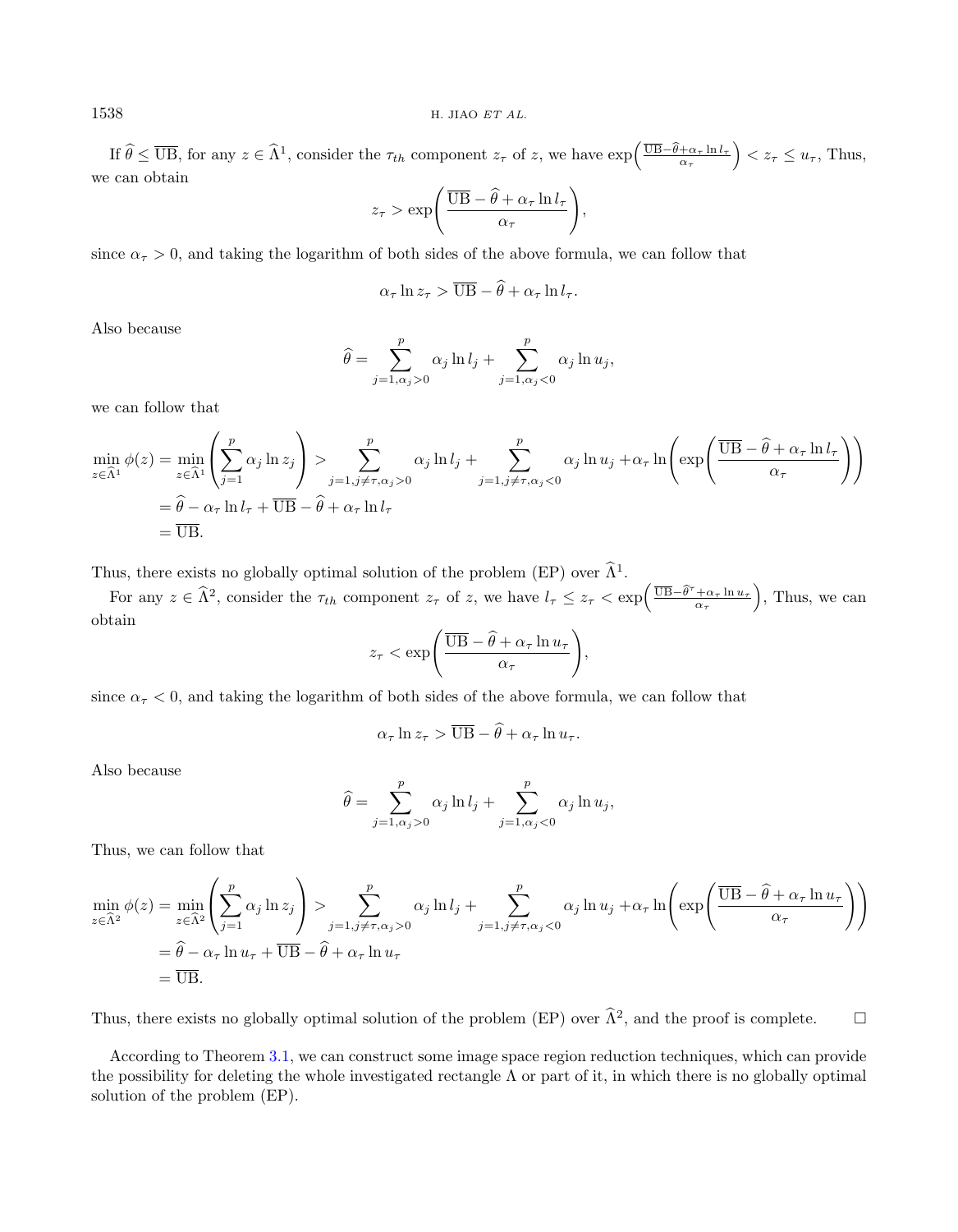If $\widehat{\theta} \leq \overline{\mathrm{UB}}$, for any $z \in \widehat{\Lambda}^1$, consider the $\tau_{th}$ component $z_\tau$ of $z$, we have $\exp\left(\frac{\overline{\mathrm{UB}}-\widehat{\theta}+\alpha_\tau \ln l_\tau}{\alpha_\tau}\right) < z_\tau \leq u_\tau$, Thus, we can obtain

$$z_\tau > \exp\left(\frac{\overline{\mathrm{UB}} - \widehat{\theta} + \alpha_\tau \ln l_\tau}{\alpha_\tau}\right),$$

since $\alpha_\tau > 0$, and taking the logarithm of both sides of the above formula, we can follow that

$$\alpha_\tau \ln z_\tau > \overline{\mathrm{UB}} - \widehat{\theta} + \alpha_\tau \ln l_\tau.$$

Also because

$$\widehat{\theta} = \sum_{j=1,\alpha_j>0}^{p} \alpha_j \ln l_j + \sum_{j=1,\alpha_j<0}^{p} \alpha_j \ln u_j,$$

we can follow that

$$\begin{aligned}
\min_{z\in\widehat{\Lambda}^1} \phi(z) &= \min_{z\in\widehat{\Lambda}^1}\left(\sum_{j=1}^{p} \alpha_j \ln z_j\right) > \sum_{j=1,j\neq\tau,\alpha_j>0}^{p} \alpha_j \ln l_j + \sum_{j=1,j\neq\tau,\alpha_j<0}^{p} \alpha_j \ln u_j + \alpha_\tau \ln\left(\exp\left(\frac{\overline{\mathrm{UB}} - \widehat{\theta} + \alpha_\tau \ln l_\tau}{\alpha_\tau}\right)\right) \\
&= \widehat{\theta} - \alpha_\tau \ln l_\tau + \overline{\mathrm{UB}} - \widehat{\theta} + \alpha_\tau \ln l_\tau \\
&= \overline{\mathrm{UB}}.
\end{aligned}$$

Thus, there exists no globally optimal solution of the problem (EP) over $\widehat{\Lambda}^1$.

For any $z \in \widehat{\Lambda}^2$, consider the $\tau_{th}$ component $z_\tau$ of $z$, we have $l_\tau \leq z_\tau < \exp\left(\frac{\overline{\mathrm{UB}}-\widehat{\theta}^\tau+\alpha_\tau \ln u_\tau}{\alpha_\tau}\right)$, Thus, we can obtain

$$z_\tau < \exp\left(\frac{\overline{\mathrm{UB}} - \widehat{\theta} + \alpha_\tau \ln u_\tau}{\alpha_\tau}\right),$$

since $\alpha_\tau < 0$, and taking the logarithm of both sides of the above formula, we can follow that

$$\alpha_\tau \ln z_\tau > \overline{\mathrm{UB}} - \widehat{\theta} + \alpha_\tau \ln u_\tau.$$

Also because

$$\widehat{\theta} = \sum_{j=1,\alpha_j>0}^{p} \alpha_j \ln l_j + \sum_{j=1,\alpha_j<0}^{p} \alpha_j \ln u_j,$$

Thus, we can follow that

$$\begin{aligned}
\min_{z\in\widehat{\Lambda}^2} \phi(z) &= \min_{z\in\widehat{\Lambda}^2}\left(\sum_{j=1}^{p} \alpha_j \ln z_j\right) > \sum_{j=1,j\neq\tau,\alpha_j>0}^{p} \alpha_j \ln l_j + \sum_{j=1,j\neq\tau,\alpha_j<0}^{p} \alpha_j \ln u_j + \alpha_\tau \ln\left(\exp\left(\frac{\overline{\mathrm{UB}} - \widehat{\theta} + \alpha_\tau \ln u_\tau}{\alpha_\tau}\right)\right) \\
&= \widehat{\theta} - \alpha_\tau \ln u_\tau + \overline{\mathrm{UB}} - \widehat{\theta} + \alpha_\tau \ln u_\tau \\
&= \overline{\mathrm{UB}}.
\end{aligned}$$

Thus, there exists no globally optimal solution of the problem (EP) over $\widehat{\Lambda}^2$, and the proof is complete. □

According to Theorem 3.1, we can construct some image space region reduction techniques, which can provide the possibility for deleting the whole investigated rectangle $\Lambda$ or part of it, in which there is no globally optimal solution of the problem (EP).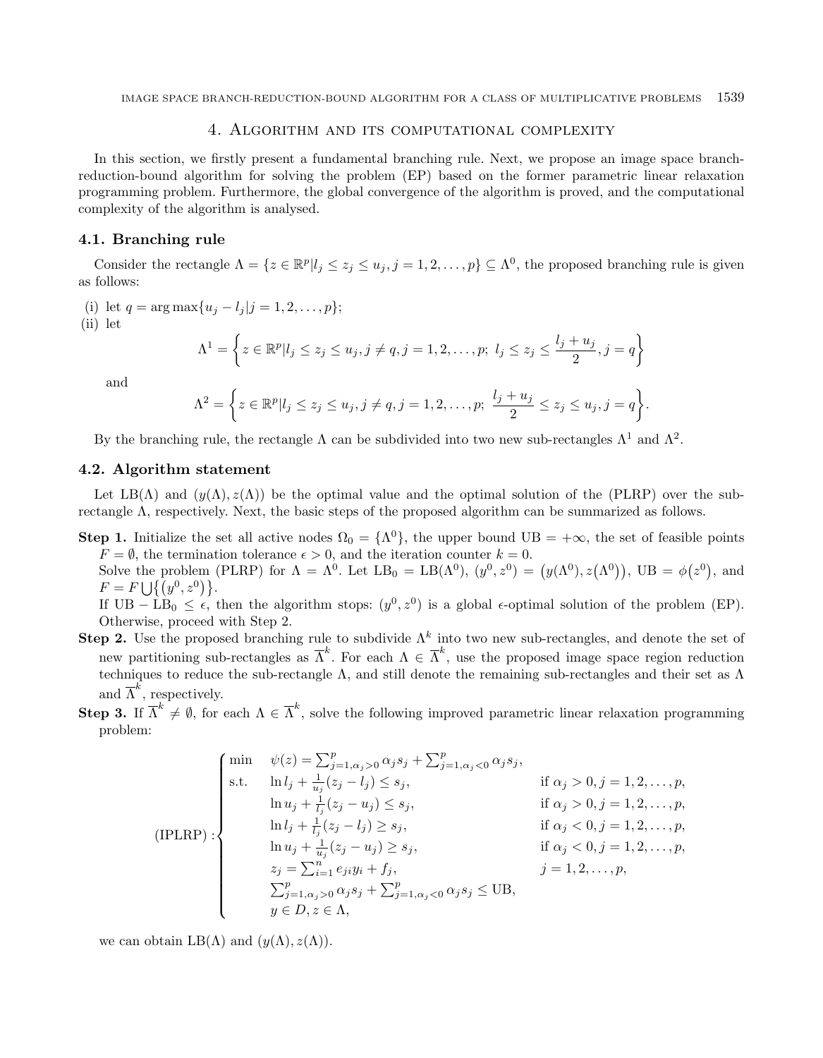## 4. Algorithm and its computational complexity

In this section, we firstly present a fundamental branching rule. Next, we propose an image space branch-reduction-bound algorithm for solving the problem (EP) based on the former parametric linear relaxation programming problem. Furthermore, the global convergence of the algorithm is proved, and the computational complexity of the algorithm is analysed.

### 4.1. Branching rule

Consider the rectangle $\Lambda = \{z \in \mathbb{R}^p | l_j \leq z_j \leq u_j, j = 1, 2, \ldots, p\} \subseteq \Lambda^0$, the proposed branching rule is given as follows:

(i) let $q = \arg\max\{u_j - l_j | j = 1, 2, \ldots, p\}$;

(ii) let

$$\Lambda^1 = \left\{ z \in \mathbb{R}^p | l_j \leq z_j \leq u_j, j \neq q, j = 1, 2, \ldots, p;\ l_j \leq z_j \leq \frac{l_j + u_j}{2}, j = q \right\}$$

and

$$\Lambda^2 = \left\{ z \in \mathbb{R}^p | l_j \leq z_j \leq u_j, j \neq q, j = 1, 2, \ldots, p;\ \frac{l_j + u_j}{2} \leq z_j \leq u_j, j = q \right\}.$$

By the branching rule, the rectangle $\Lambda$ can be subdivided into two new sub-rectangles $\Lambda^1$ and $\Lambda^2$.

### 4.2. Algorithm statement

Let $\mathrm{LB}(\Lambda)$ and $(y(\Lambda), z(\Lambda))$ be the optimal value and the optimal solution of the (PLRP) over the sub-rectangle $\Lambda$, respectively. Next, the basic steps of the proposed algorithm can be summarized as follows.

**Step 1.** Initialize the set all active nodes $\Omega_0 = \{\Lambda^0\}$, the upper bound $\mathrm{UB} = +\infty$, the set of feasible points $F = \emptyset$, the termination tolerance $\epsilon > 0$, and the iteration counter $k = 0$.
Solve the problem (PLRP) for $\Lambda = \Lambda^0$. Let $\mathrm{LB}_0 = \mathrm{LB}(\Lambda^0)$, $(y^0, z^0) = \big(y(\Lambda^0), z\big(\Lambda^0\big)\big)$, $\mathrm{UB} = \phi\big(z^0\big)$, and $F = F \bigcup \big\{\big(y^0, z^0\big)\big\}$.
If $\mathrm{UB} - \mathrm{LB}_0 \leq \epsilon$, then the algorithm stops: $(y^0, z^0)$ is a global $\epsilon$-optimal solution of the problem (EP). Otherwise, proceed with Step 2.

**Step 2.** Use the proposed branching rule to subdivide $\Lambda^k$ into two new sub-rectangles, and denote the set of new partitioning sub-rectangles as $\overline{\Lambda}^k$. For each $\Lambda \in \overline{\Lambda}^k$, use the proposed image space region reduction techniques to reduce the sub-rectangle $\Lambda$, and still denote the remaining sub-rectangles and their set as $\Lambda$ and $\overline{\Lambda}^k$, respectively.

**Step 3.** If $\overline{\Lambda}^k \neq \emptyset$, for each $\Lambda \in \overline{\Lambda}^k$, solve the following improved parametric linear relaxation programming problem:

$$\text{(IPLRP)}: \begin{cases} \min & \psi(z) = \sum_{j=1,\alpha_j>0}^{p} \alpha_j s_j + \sum_{j=1,\alpha_j<0}^{p} \alpha_j s_j, \\ \text{s.t.} & \ln l_j + \frac{1}{u_j}(z_j - l_j) \leq s_j, \qquad \text{if } \alpha_j > 0, j = 1, 2, \ldots, p, \\ & \ln u_j + \frac{1}{l_j}(z_j - u_j) \leq s_j, \qquad \text{if } \alpha_j > 0, j = 1, 2, \ldots, p, \\ & \ln l_j + \frac{1}{l_j}(z_j - l_j) \geq s_j, \qquad \text{if } \alpha_j < 0, j = 1, 2, \ldots, p, \\ & \ln u_j + \frac{1}{u_j}(z_j - u_j) \geq s_j, \qquad \text{if } \alpha_j < 0, j = 1, 2, \ldots, p, \\ & z_j = \sum_{i=1}^{n} e_{ji} y_i + f_j, \qquad j = 1, 2, \ldots, p, \\ & \sum_{j=1,\alpha_j>0}^{p} \alpha_j s_j + \sum_{j=1,\alpha_j<0}^{p} \alpha_j s_j \leq \mathrm{UB}, \\ & y \in D, z \in \Lambda, \end{cases}$$

we can obtain $\mathrm{LB}(\Lambda)$ and $(y(\Lambda), z(\Lambda))$.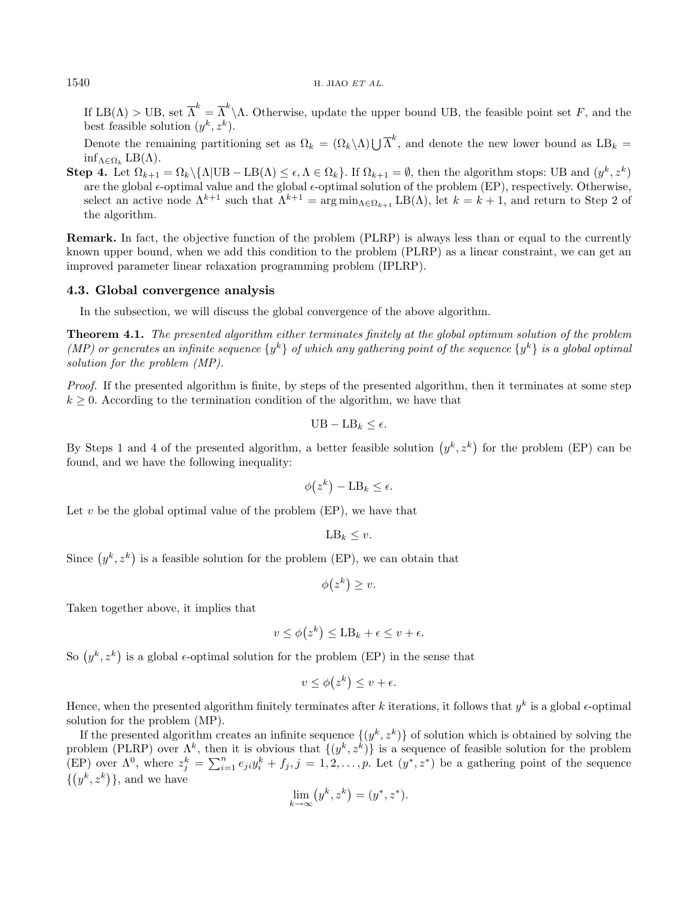If $\mathrm{LB}(\Lambda) > \mathrm{UB}$, set $\overline{\Lambda}^k = \overline{\Lambda}^k \backslash \Lambda$. Otherwise, update the upper bound UB, the feasible point set $F$, and the best feasible solution $(y^k, z^k)$.

Denote the remaining partitioning set as $\Omega_k = (\Omega_k \backslash \Lambda) \bigcup \overline{\Lambda}^k$, and denote the new lower bound as $\mathrm{LB}_k = \inf_{\Lambda \in \Omega_k} \mathrm{LB}(\Lambda)$.

**Step 4.** Let $\Omega_{k+1} = \Omega_k \backslash \{\Lambda | \mathrm{UB} - \mathrm{LB}(\Lambda) \le \epsilon, \Lambda \in \Omega_k\}$. If $\Omega_{k+1} = \emptyset$, then the algorithm stops: UB and $(y^k, z^k)$ are the global $\epsilon$-optimal value and the global $\epsilon$-optimal solution of the problem (EP), respectively. Otherwise, select an active node $\Lambda^{k+1}$ such that $\Lambda^{k+1} = \arg\min_{\Lambda \in \Omega_{k+1}} \mathrm{LB}(\Lambda)$, let $k = k + 1$, and return to Step 2 of the algorithm.

**Remark.** In fact, the objective function of the problem (PLRP) is always less than or equal to the currently known upper bound, when we add this condition to the problem (PLRP) as a linear constraint, we can get an improved parameter linear relaxation programming problem (IPLRP).

### 4.3. Global convergence analysis

In the subsection, we will discuss the global convergence of the above algorithm.

**Theorem 4.1.** *The presented algorithm either terminates finitely at the global optimum solution of the problem (MP) or generates an infinite sequence $\{y^k\}$ of which any gathering point of the sequence $\{y^k\}$ is a global optimal solution for the problem (MP).*

*Proof.* If the presented algorithm is finite, by steps of the presented algorithm, then it terminates at some step $k \ge 0$. According to the termination condition of the algorithm, we have that

$$\mathrm{UB} - \mathrm{LB}_k \le \epsilon.$$

By Steps 1 and 4 of the presented algorithm, a better feasible solution $(y^k, z^k)$ for the problem (EP) can be found, and we have the following inequality:

$$\phi(z^k) - \mathrm{LB}_k \le \epsilon.$$

Let $v$ be the global optimal value of the problem (EP), we have that

$$\mathrm{LB}_k \le v.$$

Since $(y^k, z^k)$ is a feasible solution for the problem (EP), we can obtain that

$$\phi(z^k) \ge v.$$

Taken together above, it implies that

$$v \le \phi(z^k) \le \mathrm{LB}_k + \epsilon \le v + \epsilon.$$

So $(y^k, z^k)$ is a global $\epsilon$-optimal solution for the problem (EP) in the sense that

$$v \le \phi(z^k) \le v + \epsilon.$$

Hence, when the presented algorithm finitely terminates after $k$ iterations, it follows that $y^k$ is a global $\epsilon$-optimal solution for the problem (MP).

If the presented algorithm creates an infinite sequence $\{(y^k, z^k)\}$ of solution which is obtained by solving the problem (PLRP) over $\Lambda^k$, then it is obvious that $\{(y^k, z^k)\}$ is a sequence of feasible solution for the problem (EP) over $\Lambda^0$, where $z_j^k = \sum_{i=1}^n e_{ji} y_i^k + f_j, j = 1, 2, \ldots, p$. Let $(y^*, z^*)$ be a gathering point of the sequence $\{(y^k, z^k)\}$, and we have

$$\lim_{k \to \infty} (y^k, z^k) = (y^*, z^*).$$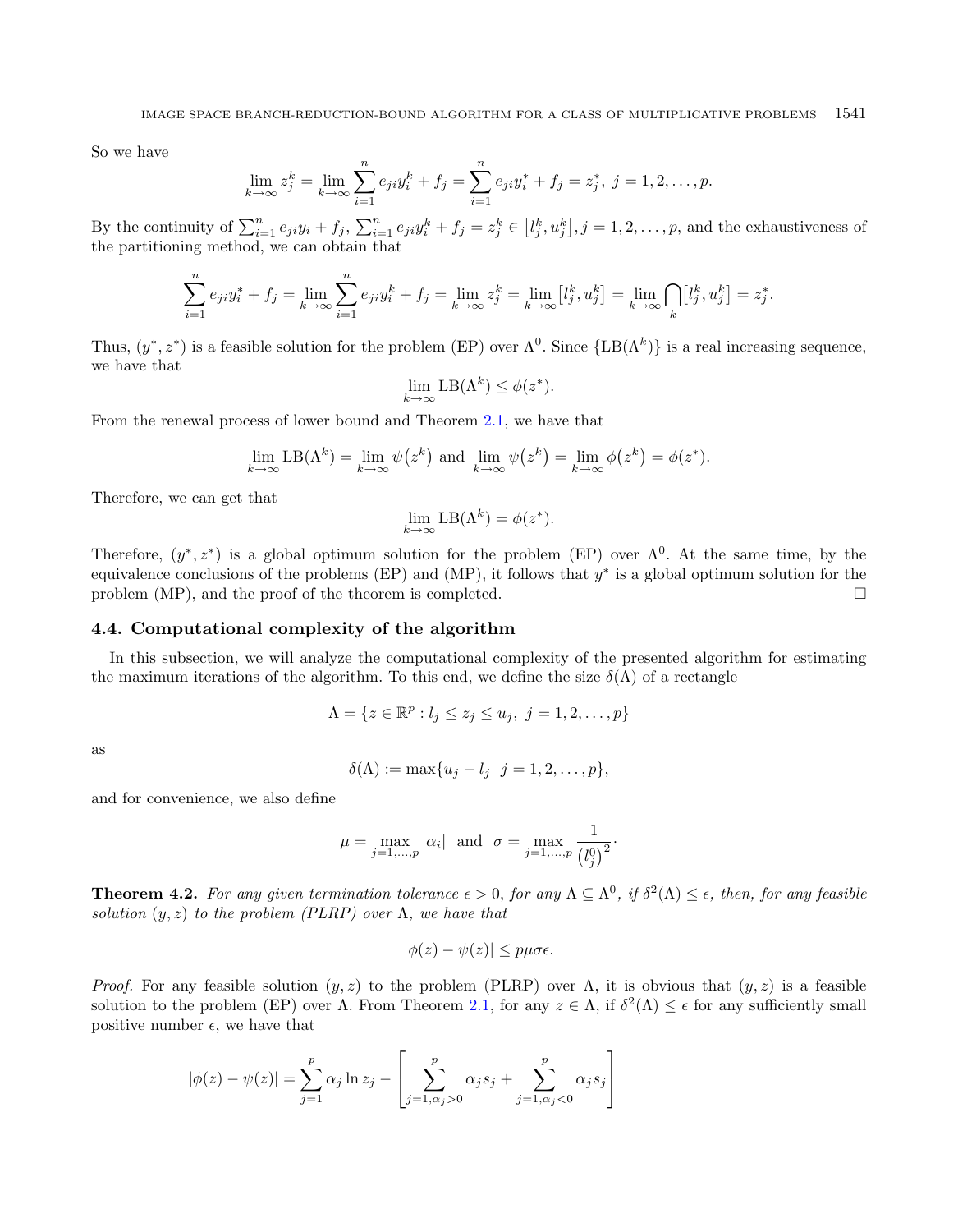So we have

$$\lim_{k\to\infty} z_j^k = \lim_{k\to\infty} \sum_{i=1}^{n} e_{ji} y_i^k + f_j = \sum_{i=1}^{n} e_{ji} y_i^* + f_j = z_j^*,\ j = 1, 2, \ldots, p.$$

By the continuity of $\sum_{i=1}^{n} e_{ji} y_i + f_j$, $\sum_{i=1}^{n} e_{ji} y_i^k + f_j = z_j^k \in \left[l_j^k, u_j^k\right]$, $j = 1, 2, \ldots, p$, and the exhaustiveness of the partitioning method, we can obtain that

$$\sum_{i=1}^{n} e_{ji} y_i^* + f_j = \lim_{k\to\infty} \sum_{i=1}^{n} e_{ji} y_i^k + f_j = \lim_{k\to\infty} z_j^k = \lim_{k\to\infty} \left[l_j^k, u_j^k\right] = \lim_{k\to\infty} \bigcap_{k} \left[l_j^k, u_j^k\right] = z_j^*.$$

Thus, $(y^*, z^*)$ is a feasible solution for the problem (EP) over $\Lambda^0$. Since $\{\mathrm{LB}(\Lambda^k)\}$ is a real increasing sequence, we have that

$$\lim_{k\to\infty} \mathrm{LB}(\Lambda^k) \leq \phi(z^*).$$

From the renewal process of lower bound and Theorem 2.1, we have that

$$\lim_{k\to\infty} \mathrm{LB}(\Lambda^k) = \lim_{k\to\infty} \psi\left(z^k\right) \text{ and } \lim_{k\to\infty} \psi\left(z^k\right) = \lim_{k\to\infty} \phi\left(z^k\right) = \phi(z^*).$$

Therefore, we can get that

$$\lim_{k\to\infty} \mathrm{LB}(\Lambda^k) = \phi(z^*).$$

Therefore, $(y^*, z^*)$ is a global optimum solution for the problem (EP) over $\Lambda^0$. At the same time, by the equivalence conclusions of the problems (EP) and (MP), it follows that $y^*$ is a global optimum solution for the problem (MP), and the proof of the theorem is completed. □

### 4.4. Computational complexity of the algorithm

In this subsection, we will analyze the computational complexity of the presented algorithm for estimating the maximum iterations of the algorithm. To this end, we define the size $\delta(\Lambda)$ of a rectangle

$$\Lambda = \{z \in \mathbb{R}^p : l_j \leq z_j \leq u_j,\ j = 1, 2, \ldots, p\}$$

as

$$\delta(\Lambda) := \max\{u_j - l_j |\ j = 1, 2, \ldots, p\},$$

and for convenience, we also define

$$\mu = \max_{j=1,\ldots,p} |\alpha_i| \ \text{ and } \ \sigma = \max_{j=1,\ldots,p} \frac{1}{\left(l_j^0\right)^2}.$$

**Theorem 4.2.** *For any given termination tolerance $\epsilon > 0$, for any $\Lambda \subseteq \Lambda^0$, if $\delta^2(\Lambda) \leq \epsilon$, then, for any feasible solution $(y, z)$ to the problem (PLRP) over $\Lambda$, we have that*

$$|\phi(z) - \psi(z)| \leq p\mu\sigma\epsilon.$$

*Proof.* For any feasible solution $(y, z)$ to the problem (PLRP) over $\Lambda$, it is obvious that $(y, z)$ is a feasible solution to the problem (EP) over $\Lambda$. From Theorem 2.1, for any $z \in \Lambda$, if $\delta^2(\Lambda) \leq \epsilon$ for any sufficiently small positive number $\epsilon$, we have that

$$|\phi(z) - \psi(z)| = \sum_{j=1}^{p} \alpha_j \ln z_j - \left[\sum_{j=1,\alpha_j>0}^{p} \alpha_j s_j + \sum_{j=1,\alpha_j<0}^{p} \alpha_j s_j\right]$$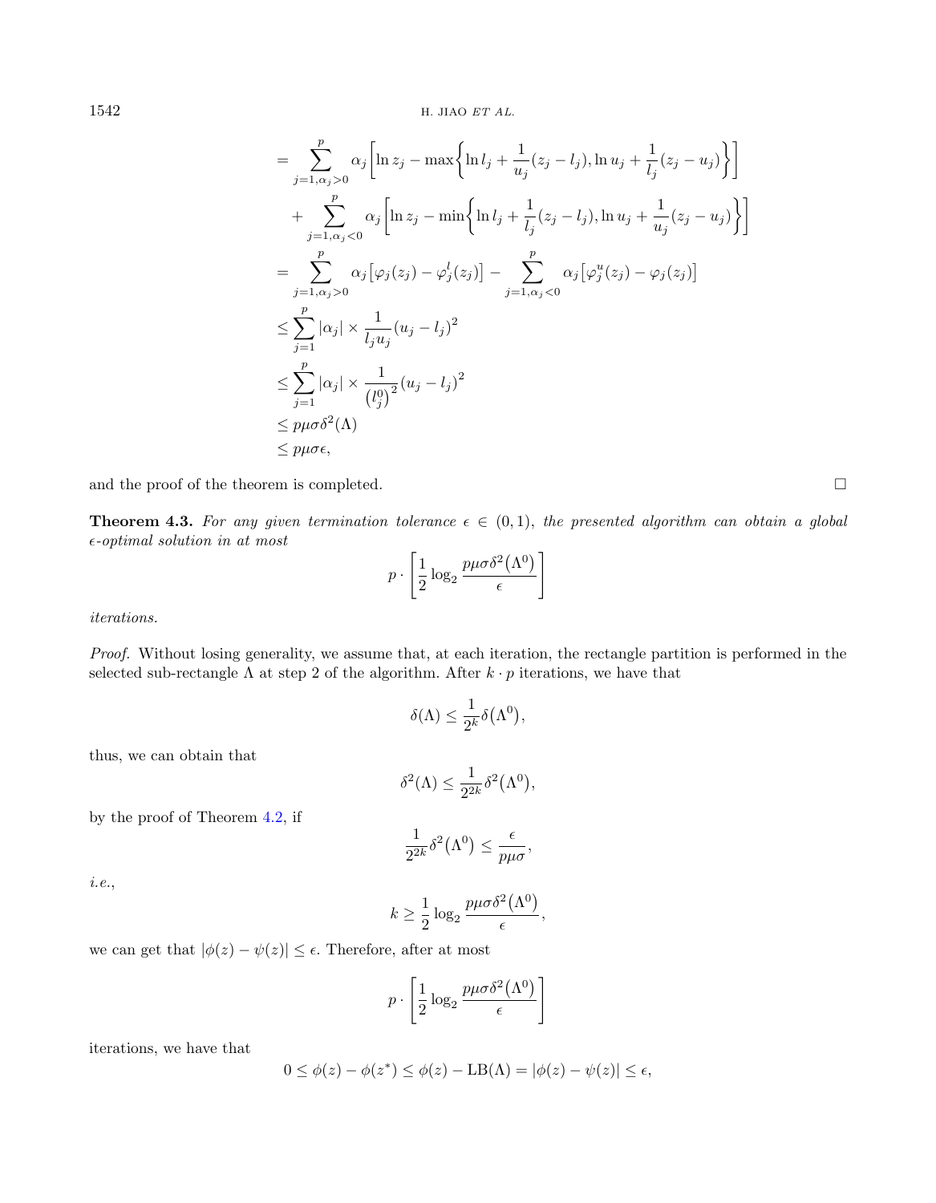$$
\begin{aligned}
&= \sum_{j=1,\alpha_j>0}^{p} \alpha_j \left[ \ln z_j - \max\left\{ \ln l_j + \frac{1}{u_j}(z_j - l_j), \ln u_j + \frac{1}{l_j}(z_j - u_j) \right\} \right] \\
&\quad + \sum_{j=1,\alpha_j<0}^{p} \alpha_j \left[ \ln z_j - \min\left\{ \ln l_j + \frac{1}{l_j}(z_j - l_j), \ln u_j + \frac{1}{u_j}(z_j - u_j) \right\} \right] \\
&= \sum_{j=1,\alpha_j>0}^{p} \alpha_j \left[ \varphi_j(z_j) - \varphi_j^l(z_j) \right] - \sum_{j=1,\alpha_j<0}^{p} \alpha_j \left[ \varphi_j^u(z_j) - \varphi_j(z_j) \right] \\
&\le \sum_{j=1}^{p} |\alpha_j| \times \frac{1}{l_j u_j} (u_j - l_j)^2 \\
&\le \sum_{j=1}^{p} |\alpha_j| \times \frac{1}{\left(l_j^0\right)^2} (u_j - l_j)^2 \\
&\le p\mu\sigma\delta^2(\Lambda) \\
&\le p\mu\sigma\epsilon,
\end{aligned}
$$

and the proof of the theorem is completed. □

**Theorem 4.3.** *For any given termination tolerance $\epsilon \in (0,1)$, the presented algorithm can obtain a global $\epsilon$-optimal solution in at most*

$$
p \cdot \left\lceil \frac{1}{2} \log_2 \frac{p\mu\sigma\delta^2(\Lambda^0)}{\epsilon} \right\rceil
$$

*iterations.*

*Proof.* Without losing generality, we assume that, at each iteration, the rectangle partition is performed in the selected sub-rectangle $\Lambda$ at step 2 of the algorithm. After $k \cdot p$ iterations, we have that

$$
\delta(\Lambda) \le \frac{1}{2^k} \delta(\Lambda^0),
$$

thus, we can obtain that

$$
\delta^2(\Lambda) \le \frac{1}{2^{2k}} \delta^2(\Lambda^0),
$$

by the proof of Theorem 4.2, if

$$
\frac{1}{2^{2k}} \delta^2(\Lambda^0) \le \frac{\epsilon}{p\mu\sigma},
$$

*i.e.*,

$$
k \ge \frac{1}{2} \log_2 \frac{p\mu\sigma\delta^2(\Lambda^0)}{\epsilon},
$$

we can get that $|\phi(z) - \psi(z)| \le \epsilon$. Therefore, after at most

$$
p \cdot \left\lceil \frac{1}{2} \log_2 \frac{p\mu\sigma\delta^2(\Lambda^0)}{\epsilon} \right\rceil
$$

iterations, we have that

$$
0 \le \phi(z) - \phi(z^*) \le \phi(z) - \mathrm{LB}(\Lambda) = |\phi(z) - \psi(z)| \le \epsilon,
$$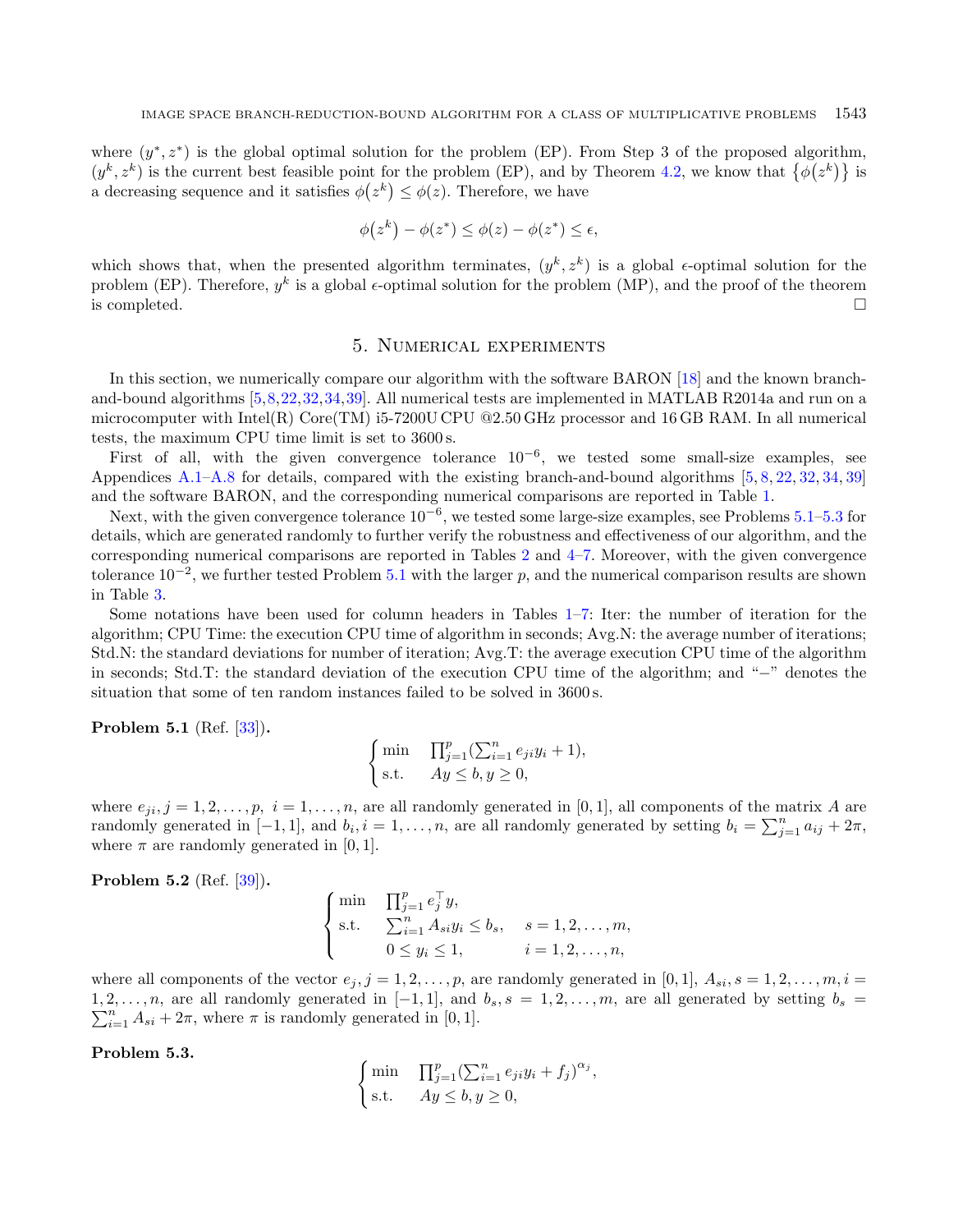where $(y^*, z^*)$ is the global optimal solution for the problem (EP). From Step 3 of the proposed algorithm, $(y^k, z^k)$ is the current best feasible point for the problem (EP), and by Theorem 4.2, we know that $\{\phi(z^k)\}$ is a decreasing sequence and it satisfies $\phi(z^k) \leq \phi(z)$. Therefore, we have

$$\phi(z^k) - \phi(z^*) \leq \phi(z) - \phi(z^*) \leq \epsilon,$$

which shows that, when the presented algorithm terminates, $(y^k, z^k)$ is a global $\epsilon$-optimal solution for the problem (EP). Therefore, $y^k$ is a global $\epsilon$-optimal solution for the problem (MP), and the proof of the theorem is completed. □

## 5. Numerical experiments

In this section, we numerically compare our algorithm with the software BARON [18] and the known branch-and-bound algorithms [5,8,22,32,34,39]. All numerical tests are implemented in MATLAB R2014a and run on a microcomputer with Intel(R) Core(TM) i5-7200U CPU @2.50 GHz processor and 16 GB RAM. In all numerical tests, the maximum CPU time limit is set to 3600 s.

First of all, with the given convergence tolerance $10^{-6}$, we tested some small-size examples, see Appendices A.1–A.8 for details, compared with the existing branch-and-bound algorithms [5,8,22,32,34,39] and the software BARON, and the corresponding numerical comparisons are reported in Table 1.

Next, with the given convergence tolerance $10^{-6}$, we tested some large-size examples, see Problems 5.1–5.3 for details, which are generated randomly to further verify the robustness and effectiveness of our algorithm, and the corresponding numerical comparisons are reported in Tables 2 and 4–7. Moreover, with the given convergence tolerance $10^{-2}$, we further tested Problem 5.1 with the larger $p$, and the numerical comparison results are shown in Table 3.

Some notations have been used for column headers in Tables 1–7: Iter: the number of iteration for the algorithm; CPU Time: the execution CPU time of algorithm in seconds; Avg.N: the average number of iterations; Std.N: the standard deviations for number of iteration; Avg.T: the average execution CPU time of the algorithm in seconds; Std.T: the standard deviation of the execution CPU time of the algorithm; and "−" denotes the situation that some of ten random instances failed to be solved in 3600 s.

**Problem 5.1** (Ref. [33]).

$$\begin{cases} \min & \prod_{j=1}^{p}(\sum_{i=1}^{n} e_{ji}y_i + 1), \\ \text{s.t.} & Ay \leq b, y \geq 0, \end{cases}$$

where $e_{ji}, j = 1, 2, \ldots, p,\ i = 1, \ldots, n$, are all randomly generated in $[0, 1]$, all components of the matrix $A$ are randomly generated in $[-1, 1]$, and $b_i, i = 1, \ldots, n$, are all randomly generated by setting $b_i = \sum_{j=1}^{n} a_{ij} + 2\pi$, where $\pi$ are randomly generated in $[0, 1]$.

**Problem 5.2** (Ref. [39]).

$$\begin{cases} \min & \prod_{j=1}^{p} e_j^{\top} y, \\ \text{s.t.} & \sum_{i=1}^{n} A_{si}y_i \leq b_s, \quad s = 1, 2, \ldots, m, \\ & 0 \leq y_i \leq 1, \quad\quad\quad i = 1, 2, \ldots, n, \end{cases}$$

where all components of the vector $e_j, j = 1, 2, \ldots, p$, are randomly generated in $[0, 1]$, $A_{si}, s = 1, 2, \ldots, m, i = 1, 2, \ldots, n$, are all randomly generated in $[-1, 1]$, and $b_s, s = 1, 2, \ldots, m$, are all generated by setting $b_s = \sum_{i=1}^{n} A_{si} + 2\pi$, where $\pi$ is randomly generated in $[0, 1]$.

**Problem 5.3.**

$$\begin{cases} \min & \prod_{j=1}^{p}(\sum_{i=1}^{n} e_{ji}y_i + f_j)^{\alpha_j}, \\ \text{s.t.} & Ay \leq b, y \geq 0, \end{cases}$$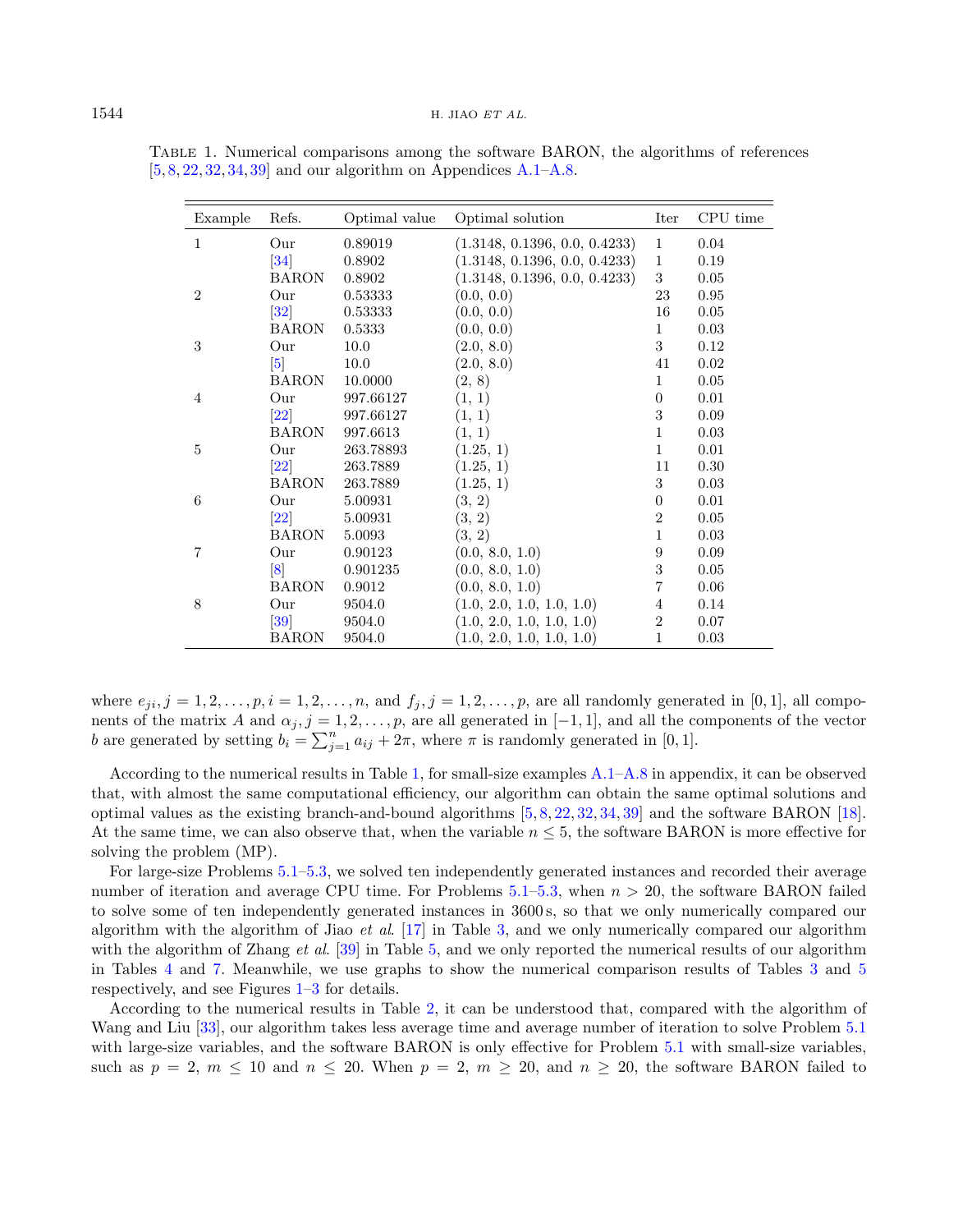Table 1. Numerical comparisons among the software BARON, the algorithms of references [5, 8, 22, 32, 34, 39] and our algorithm on Appendices A.1–A.8.

| Example | Refs. | Optimal value | Optimal solution | Iter | CPU time |
|---|---|---|---|---|---|
| 1 | Our | 0.89019 | (1.3148, 0.1396, 0.0, 0.4233) | 1 | 0.04 |
| | [34] | 0.8902 | (1.3148, 0.1396, 0.0, 0.4233) | 1 | 0.19 |
| | BARON | 0.8902 | (1.3148, 0.1396, 0.0, 0.4233) | 3 | 0.05 |
| 2 | Our | 0.53333 | (0.0, 0.0) | 23 | 0.95 |
| | [32] | 0.53333 | (0.0, 0.0) | 16 | 0.05 |
| | BARON | 0.5333 | (0.0, 0.0) | 1 | 0.03 |
| 3 | Our | 10.0 | (2.0, 8.0) | 3 | 0.12 |
| | [5] | 10.0 | (2.0, 8.0) | 41 | 0.02 |
| | BARON | 10.0000 | (2, 8) | 1 | 0.05 |
| 4 | Our | 997.66127 | (1, 1) | 0 | 0.01 |
| | [22] | 997.66127 | (1, 1) | 3 | 0.09 |
| | BARON | 997.6613 | (1, 1) | 1 | 0.03 |
| 5 | Our | 263.78893 | (1.25, 1) | 1 | 0.01 |
| | [22] | 263.7889 | (1.25, 1) | 11 | 0.30 |
| | BARON | 263.7889 | (1.25, 1) | 3 | 0.03 |
| 6 | Our | 5.00931 | (3, 2) | 0 | 0.01 |
| | [22] | 5.00931 | (3, 2) | 2 | 0.05 |
| | BARON | 5.0093 | (3, 2) | 1 | 0.03 |
| 7 | Our | 0.90123 | (0.0, 8.0, 1.0) | 9 | 0.09 |
| | [8] | 0.901235 | (0.0, 8.0, 1.0) | 3 | 0.05 |
| | BARON | 0.9012 | (0.0, 8.0, 1.0) | 7 | 0.06 |
| 8 | Our | 9504.0 | (1.0, 2.0, 1.0, 1.0, 1.0) | 4 | 0.14 |
| | [39] | 9504.0 | (1.0, 2.0, 1.0, 1.0, 1.0) | 2 | 0.07 |
| | BARON | 9504.0 | (1.0, 2.0, 1.0, 1.0, 1.0) | 1 | 0.03 |

where $e_{ji}, j = 1, 2, \ldots, p, i = 1, 2, \ldots, n$, and $f_j, j = 1, 2, \ldots, p$, are all randomly generated in $[0, 1]$, all components of the matrix $A$ and $\alpha_j, j = 1, 2, \ldots, p$, are all generated in $[-1, 1]$, and all the components of the vector $b$ are generated by setting $b_i = \sum_{j=1}^{n} a_{ij} + 2\pi$, where $\pi$ is randomly generated in $[0, 1]$.

According to the numerical results in Table 1, for small-size examples A.1–A.8 in appendix, it can be observed that, with almost the same computational efficiency, our algorithm can obtain the same optimal solutions and optimal values as the existing branch-and-bound algorithms [5, 8, 22, 32, 34, 39] and the software BARON [18]. At the same time, we can also observe that, when the variable $n \le 5$, the software BARON is more effective for solving the problem (MP).

For large-size Problems 5.1–5.3, we solved ten independently generated instances and recorded their average number of iteration and average CPU time. For Problems 5.1–5.3, when $n > 20$, the software BARON failed to solve some of ten independently generated instances in 3600 s, so that we only numerically compared our algorithm with the algorithm of Jiao *et al.* [17] in Table 3, and we only numerically compared our algorithm with the algorithm of Zhang *et al.* [39] in Table 5, and we only reported the numerical results of our algorithm in Tables 4 and 7. Meanwhile, we use graphs to show the numerical comparison results of Tables 3 and 5 respectively, and see Figures 1–3 for details.

According to the numerical results in Table 2, it can be understood that, compared with the algorithm of Wang and Liu [33], our algorithm takes less average time and average number of iteration to solve Problem 5.1 with large-size variables, and the software BARON is only effective for Problem 5.1 with small-size variables, such as $p = 2$, $m \le 10$ and $n \le 20$. When $p = 2$, $m \ge 20$, and $n \ge 20$, the software BARON failed to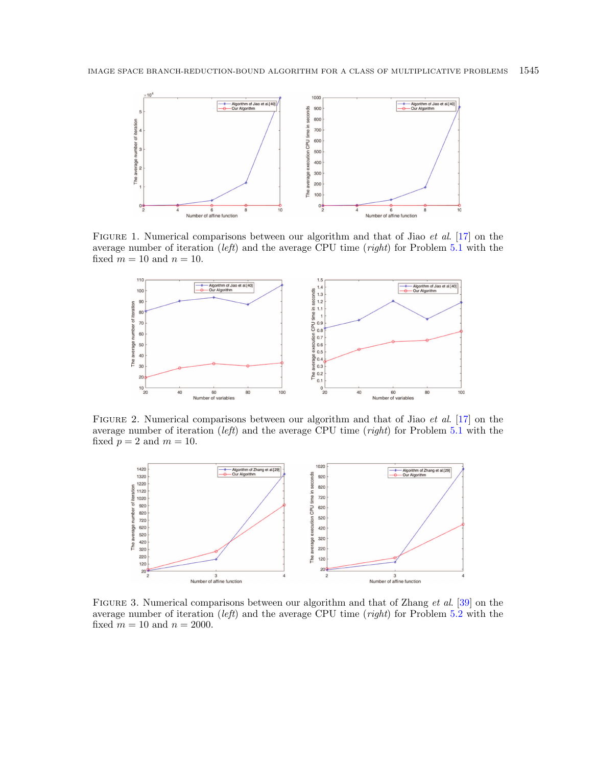Figure 1. Numerical comparisons between our algorithm and that of Jiao *et al.* [17] on the average number of iteration (*left*) and the average CPU time (*right*) for Problem 5.1 with the fixed $m = 10$ and $n = 10$.

Figure 2. Numerical comparisons between our algorithm and that of Jiao *et al.* [17] on the average number of iteration (*left*) and the average CPU time (*right*) for Problem 5.1 with the fixed $p = 2$ and $m = 10$.

Figure 3. Numerical comparisons between our algorithm and that of Zhang *et al.* [39] on the average number of iteration (*left*) and the average CPU time (*right*) for Problem 5.2 with the fixed $m = 10$ and $n = 2000$.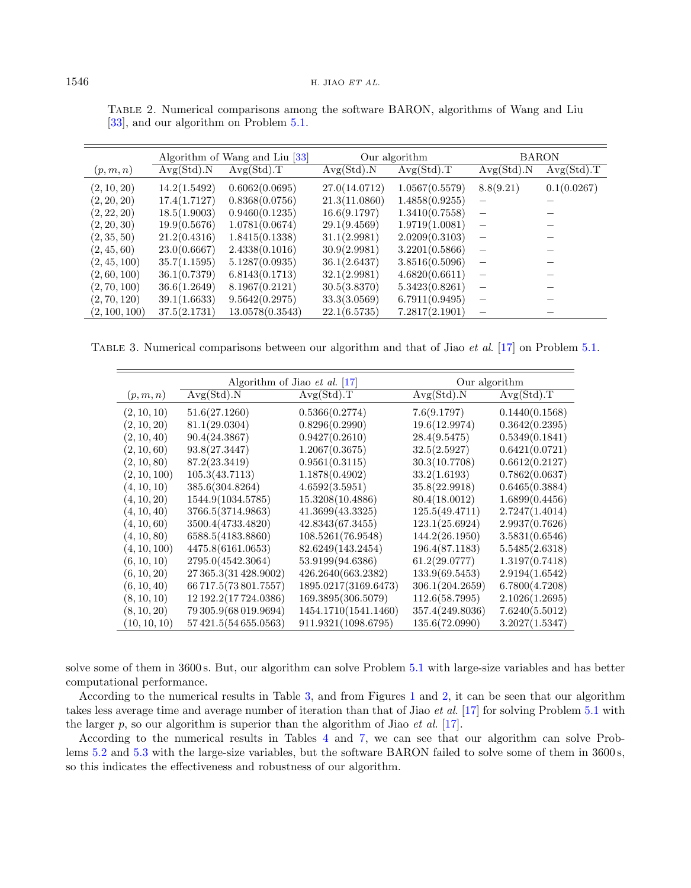Table 2. Numerical comparisons among the software BARON, algorithms of Wang and Liu [33], and our algorithm on Problem 5.1.

| | Algorithm of Wang and Liu [33] | | Our algorithm | | BARON | |
|---|---|---|---|---|---|---|
| $(p, m, n)$ | Avg(Std).N | Avg(Std).T | Avg(Std).N | Avg(Std).T | Avg(Std).N | Avg(Std).T |
| $(2, 10, 20)$ | 14.2(1.5492) | 0.6062(0.0695) | 27.0(14.0712) | 1.0567(0.5579) | 8.8(9.21) | 0.1(0.0267) |
| $(2, 20, 20)$ | 17.4(1.7127) | 0.8368(0.0756) | 21.3(11.0860) | 1.4858(0.9255) | – | – |
| $(2, 22, 20)$ | 18.5(1.9003) | 0.9460(0.1235) | 16.6(9.1797) | 1.3410(0.7558) | – | – |
| $(2, 20, 30)$ | 19.9(0.5676) | 1.0781(0.0674) | 29.1(9.4569) | 1.9719(1.0081) | – | – |
| $(2, 35, 50)$ | 21.2(0.4316) | 1.8415(0.1338) | 31.1(2.9981) | 2.0209(0.3103) | – | – |
| $(2, 45, 60)$ | 23.0(0.6667) | 2.4338(0.1016) | 30.9(2.9981) | 3.2201(0.5866) | – | – |
| $(2, 45, 100)$ | 35.7(1.1595) | 5.1287(0.0935) | 36.1(2.6437) | 3.8516(0.5096) | – | – |
| $(2, 60, 100)$ | 36.1(0.7379) | 6.8143(0.1713) | 32.1(2.9981) | 4.6820(0.6611) | – | – |
| $(2, 70, 100)$ | 36.6(1.2649) | 8.1967(0.2121) | 30.5(3.8370) | 5.3423(0.8261) | – | – |
| $(2, 70, 120)$ | 39.1(1.6633) | 9.5642(0.2975) | 33.3(3.0569) | 6.7911(0.9495) | – | – |
| $(2, 100, 100)$ | 37.5(2.1731) | 13.0578(0.3543) | 22.1(6.5735) | 7.2817(2.1901) | – | – |

Table 3. Numerical comparisons between our algorithm and that of Jiao *et al*. [17] on Problem 5.1.

| | Algorithm of Jiao *et al*. [17] | | Our algorithm | |
|---|---|---|---|---|
| $(p, m, n)$ | Avg(Std).N | Avg(Std).T | Avg(Std).N | Avg(Std).T |
| $(2, 10, 10)$ | 51.6(27.1260) | 0.5366(0.2774) | 7.6(9.1797) | 0.1440(0.1568) |
| $(2, 10, 20)$ | 81.1(29.0304) | 0.8296(0.2990) | 19.6(12.9974) | 0.3642(0.2395) |
| $(2, 10, 40)$ | 90.4(24.3867) | 0.9427(0.2610) | 28.4(9.5475) | 0.5349(0.1841) |
| $(2, 10, 60)$ | 93.8(27.3447) | 1.2067(0.3675) | 32.5(2.5927) | 0.6421(0.0721) |
| $(2, 10, 80)$ | 87.2(23.3419) | 0.9561(0.3115) | 30.3(10.7708) | 0.6612(0.2127) |
| $(2, 10, 100)$ | 105.3(43.7113) | 1.1878(0.4902) | 33.2(1.6193) | 0.7862(0.0637) |
| $(4, 10, 10)$ | 385.6(304.8264) | 4.6592(3.5951) | 35.8(22.9918) | 0.6465(0.3884) |
| $(4, 10, 20)$ | 1544.9(1034.5785) | 15.3208(10.4886) | 80.4(18.0012) | 1.6899(0.4456) |
| $(4, 10, 40)$ | 3766.5(3714.9863) | 41.3699(43.3325) | 125.5(49.4711) | 2.7247(1.4014) |
| $(4, 10, 60)$ | 3500.4(4733.4820) | 42.8343(67.3455) | 123.1(25.6924) | 2.9937(0.7626) |
| $(4, 10, 80)$ | 6588.5(4183.8860) | 108.5261(76.9548) | 144.2(26.1950) | 3.5831(0.6546) |
| $(4, 10, 100)$ | 4475.8(6161.0653) | 82.6249(143.2454) | 196.4(87.1183) | 5.5485(2.6318) |
| $(6, 10, 10)$ | 2795.0(4542.3064) | 53.9199(94.6386) | 61.2(29.0777) | 1.3197(0.7418) |
| $(6, 10, 20)$ | 27 365.3(31 428.9002) | 426.2640(663.2382) | 133.9(69.5453) | 2.9194(1.6542) |
| $(6, 10, 40)$ | 66 717.5(73 801.7557) | 1895.0217(3169.6473) | 306.1(204.2659) | 6.7800(4.7208) |
| $(8, 10, 10)$ | 12 192.2(17 724.0386) | 169.3895(306.5079) | 112.6(58.7995) | 2.1026(1.2695) |
| $(8, 10, 20)$ | 79 305.9(68 019.9694) | 1454.1710(1541.1460) | 357.4(249.8036) | 7.6240(5.5012) |
| $(10, 10, 10)$ | 57 421.5(54 655.0563) | 911.9321(1098.6795) | 135.6(72.0990) | 3.2027(1.5347) |

solve some of them in 3600 s. But, our algorithm can solve Problem 5.1 with large-size variables and has better computational performance.

According to the numerical results in Table 3, and from Figures 1 and 2, it can be seen that our algorithm takes less average time and average number of iteration than that of Jiao *et al*. [17] for solving Problem 5.1 with the larger $p$, so our algorithm is superior than the algorithm of Jiao *et al*. [17].

According to the numerical results in Tables 4 and 7, we can see that our algorithm can solve Problems 5.2 and 5.3 with the large-size variables, but the software BARON failed to solve some of them in 3600 s, so this indicates the effectiveness and robustness of our algorithm.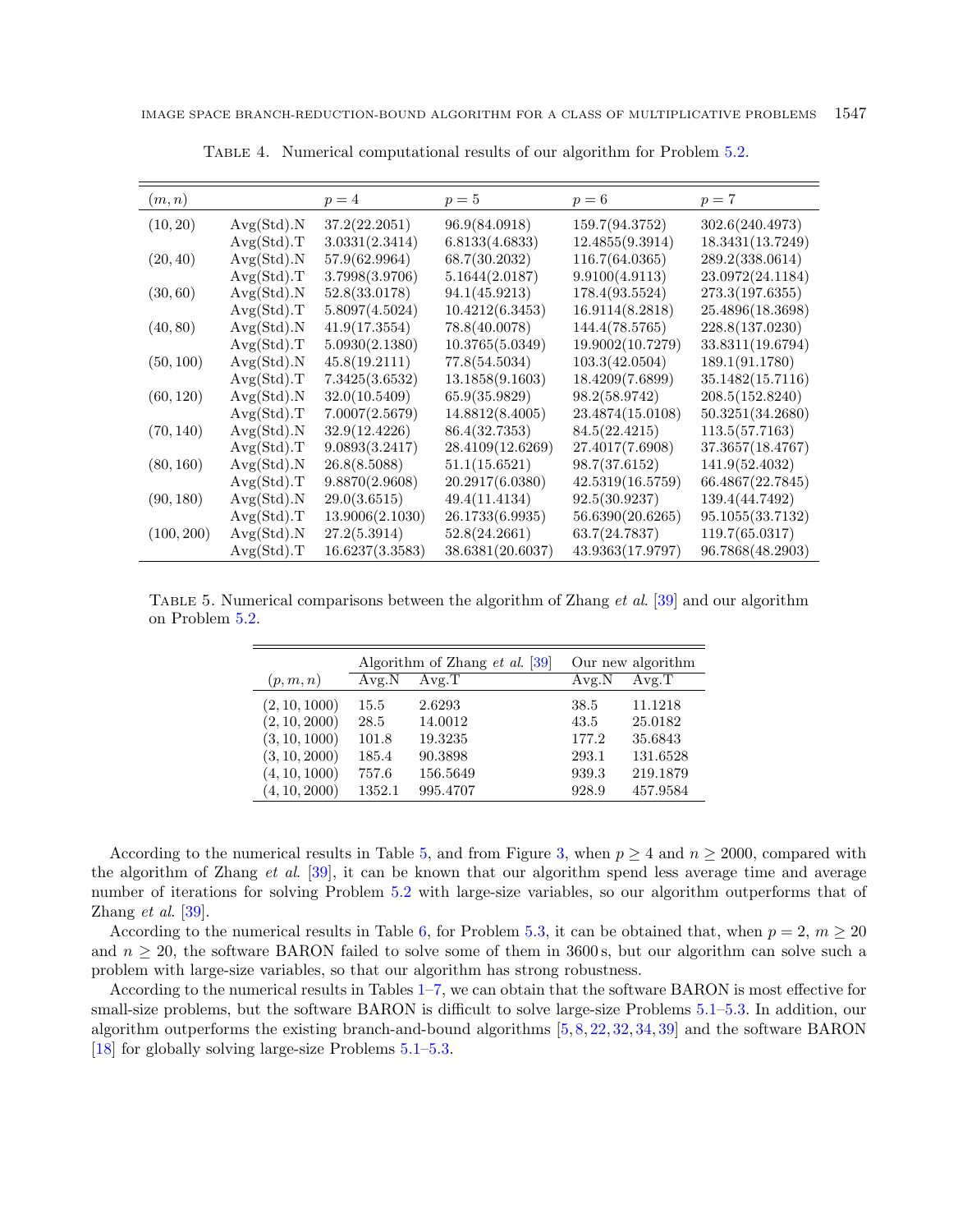Table 4. Numerical computational results of our algorithm for Problem 5.2.

| $(m, n)$ | | $p = 4$ | $p = 5$ | $p = 6$ | $p = 7$ |
|---|---|---|---|---|---|
| $(10, 20)$ | Avg(Std).N | 37.2(22.2051) | 96.9(84.0918) | 159.7(94.3752) | 302.6(240.4973) |
| | Avg(Std).T | 3.0331(2.3414) | 6.8133(4.6833) | 12.4855(9.3914) | 18.3431(13.7249) |
| $(20, 40)$ | Avg(Std).N | 57.9(62.9964) | 68.7(30.2032) | 116.7(64.0365) | 289.2(338.0614) |
| | Avg(Std).T | 3.7998(3.9706) | 5.1644(2.0187) | 9.9100(4.9113) | 23.0972(24.1184) |
| $(30, 60)$ | Avg(Std).N | 52.8(33.0178) | 94.1(45.9213) | 178.4(93.5524) | 273.3(197.6355) |
| | Avg(Std).T | 5.8097(4.5024) | 10.4212(6.3453) | 16.9114(8.2818) | 25.4896(18.3698) |
| $(40, 80)$ | Avg(Std).N | 41.9(17.3554) | 78.8(40.0078) | 144.4(78.5765) | 228.8(137.0230) |
| | Avg(Std).T | 5.0930(2.1380) | 10.3765(5.0349) | 19.9002(10.7279) | 33.8311(19.6794) |
| $(50, 100)$ | Avg(Std).N | 45.8(19.2111) | 77.8(54.5034) | 103.3(42.0504) | 189.1(91.1780) |
| | Avg(Std).T | 7.3425(3.6532) | 13.1858(9.1603) | 18.4209(7.6899) | 35.1482(15.7116) |
| $(60, 120)$ | Avg(Std).N | 32.0(10.5409) | 65.9(35.9829) | 98.2(58.9742) | 208.5(152.8240) |
| | Avg(Std).T | 7.0007(2.5679) | 14.8812(8.4005) | 23.4874(15.0108) | 50.3251(34.2680) |
| $(70, 140)$ | Avg(Std).N | 32.9(12.4226) | 86.4(32.7353) | 84.5(22.4215) | 113.5(57.7163) |
| | Avg(Std).T | 9.0893(3.2417) | 28.4109(12.6269) | 27.4017(7.6908) | 37.3657(18.4767) |
| $(80, 160)$ | Avg(Std).N | 26.8(8.5088) | 51.1(15.6521) | 98.7(37.6152) | 141.9(52.4032) |
| | Avg(Std).T | 9.8870(2.9608) | 20.2917(6.0380) | 42.5319(16.5759) | 66.4867(22.7845) |
| $(90, 180)$ | Avg(Std).N | 29.0(3.6515) | 49.4(11.4134) | 92.5(30.9237) | 139.4(44.7492) |
| | Avg(Std).T | 13.9006(2.1030) | 26.1733(6.9935) | 56.6390(20.6265) | 95.1055(33.7132) |
| $(100, 200)$ | Avg(Std).N | 27.2(5.3914) | 52.8(24.2661) | 63.7(24.7837) | 119.7(65.0317) |
| | Avg(Std).T | 16.6237(3.3583) | 38.6381(20.6037) | 43.9363(17.9797) | 96.7868(48.2903) |

Table 5. Numerical comparisons between the algorithm of Zhang *et al*. [39] and our algorithm on Problem 5.2.

| | Algorithm of Zhang *et al*. [39] | | Our new algorithm | |
|---|---|---|---|---|
| $(p, m, n)$ | Avg.N | Avg.T | Avg.N | Avg.T |
| $(2, 10, 1000)$ | 15.5 | 2.6293 | 38.5 | 11.1218 |
| $(2, 10, 2000)$ | 28.5 | 14.0012 | 43.5 | 25.0182 |
| $(3, 10, 1000)$ | 101.8 | 19.3235 | 177.2 | 35.6843 |
| $(3, 10, 2000)$ | 185.4 | 90.3898 | 293.1 | 131.6528 |
| $(4, 10, 1000)$ | 757.6 | 156.5649 | 939.3 | 219.1879 |
| $(4, 10, 2000)$ | 1352.1 | 995.4707 | 928.9 | 457.9584 |

According to the numerical results in Table 5, and from Figure 3, when $p \geq 4$ and $n \geq 2000$, compared with the algorithm of Zhang *et al*. [39], it can be known that our algorithm spend less average time and average number of iterations for solving Problem 5.2 with large-size variables, so our algorithm outperforms that of Zhang *et al*. [39].

According to the numerical results in Table 6, for Problem 5.3, it can be obtained that, when $p = 2$, $m \geq 20$ and $n \geq 20$, the software BARON failed to solve some of them in 3600 s, but our algorithm can solve such a problem with large-size variables, so that our algorithm has strong robustness.

According to the numerical results in Tables 1–7, we can obtain that the software BARON is most effective for small-size problems, but the software BARON is difficult to solve large-size Problems 5.1–5.3. In addition, our algorithm outperforms the existing branch-and-bound algorithms [5, 8, 22, 32, 34, 39] and the software BARON [18] for globally solving large-size Problems 5.1–5.3.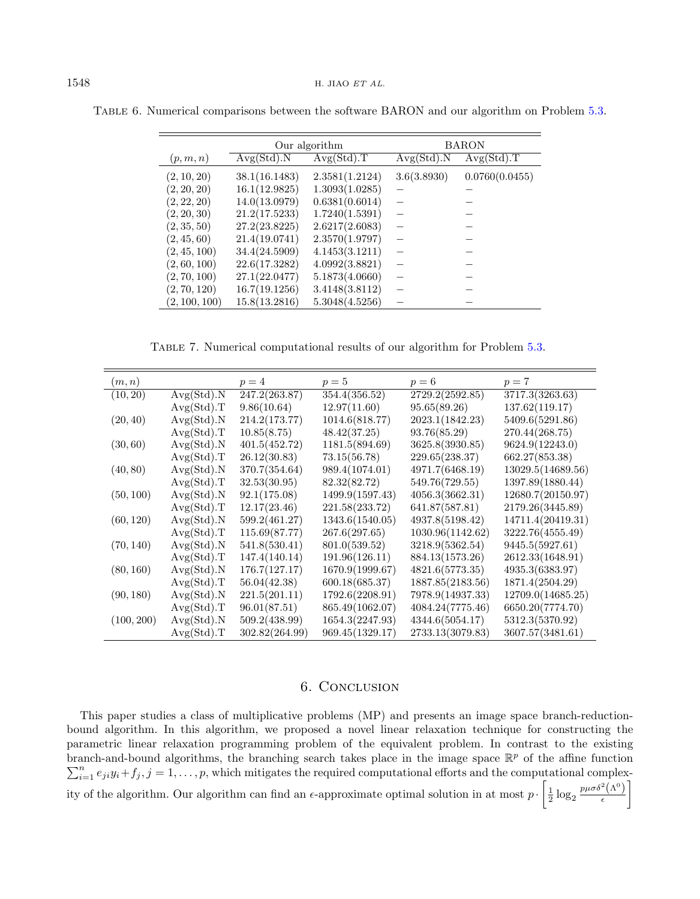Table 6. Numerical comparisons between the software BARON and our algorithm on Problem 5.3.

| $(p,m,n)$ | Our algorithm | | BARON | |
|---|---|---|---|---|
| | Avg(Std).N | Avg(Std).T | Avg(Std).N | Avg(Std).T |
| (2, 10, 20) | 38.1(16.1483) | 2.3581(1.2124) | 3.6(3.8930) | 0.0760(0.0455) |
| (2, 20, 20) | 16.1(12.9825) | 1.3093(1.0285) | – | – |
| (2, 22, 20) | 14.0(13.0979) | 0.6381(0.6014) | – | – |
| (2, 20, 30) | 21.2(17.5233) | 1.7240(1.5391) | – | – |
| (2, 35, 50) | 27.2(23.8225) | 2.6217(2.6083) | – | – |
| (2, 45, 60) | 21.4(19.0741) | 2.3570(1.9797) | – | – |
| (2, 45, 100) | 34.4(24.5909) | 4.1453(3.1211) | – | – |
| (2, 60, 100) | 22.6(17.3282) | 4.0992(3.8821) | – | – |
| (2, 70, 100) | 27.1(22.0477) | 5.1873(4.0660) | – | – |
| (2, 70, 120) | 16.7(19.1256) | 3.4148(3.8112) | – | – |
| (2, 100, 100) | 15.8(13.2816) | 5.3048(4.5256) | – | – |

Table 7. Numerical computational results of our algorithm for Problem 5.3.

| $(m,n)$ | | $p=4$ | $p=5$ | $p=6$ | $p=7$ |
|---|---|---|---|---|---|
| (10, 20) | Avg(Std).N | 247.2(263.87) | 354.4(356.52) | 2729.2(2592.85) | 3717.3(3263.63) |
| | Avg(Std).T | 9.86(10.64) | 12.97(11.60) | 95.65(89.26) | 137.62(119.17) |
| (20, 40) | Avg(Std).N | 214.2(173.77) | 1014.6(818.77) | 2023.1(1842.23) | 5409.6(5291.86) |
| | Avg(Std).T | 10.85(8.75) | 48.42(37.25) | 93.76(85.29) | 270.44(268.75) |
| (30, 60) | Avg(Std).N | 401.5(452.72) | 1181.5(894.69) | 3625.8(3930.85) | 9624.9(12243.0) |
| | Avg(Std).T | 26.12(30.83) | 73.15(56.78) | 229.65(238.37) | 662.27(853.38) |
| (40, 80) | Avg(Std).N | 370.7(354.64) | 989.4(1074.01) | 4971.7(6468.19) | 13029.5(14689.56) |
| | Avg(Std).T | 32.53(30.95) | 82.32(82.72) | 549.76(729.55) | 1397.89(1880.44) |
| (50, 100) | Avg(Std).N | 92.1(175.08) | 1499.9(1597.43) | 4056.3(3662.31) | 12680.7(20150.97) |
| | Avg(Std).T | 12.17(23.46) | 221.58(233.72) | 641.87(587.81) | 2179.26(3445.89) |
| (60, 120) | Avg(Std).N | 599.2(461.27) | 1343.6(1540.05) | 4937.8(5198.42) | 14711.4(20419.31) |
| | Avg(Std).T | 115.69(87.77) | 267.6(297.65) | 1030.96(1142.62) | 3222.76(4555.49) |
| (70, 140) | Avg(Std).N | 541.8(530.41) | 801.0(539.52) | 3218.9(5362.54) | 9445.5(5927.61) |
| | Avg(Std).T | 147.4(140.14) | 191.96(126.11) | 884.13(1573.26) | 2612.33(1648.91) |
| (80, 160) | Avg(Std).N | 176.7(127.17) | 1670.9(1999.67) | 4821.6(5773.35) | 4935.3(6383.97) |
| | Avg(Std).T | 56.04(42.38) | 600.18(685.37) | 1887.85(2183.56) | 1871.4(2504.29) |
| (90, 180) | Avg(Std).N | 221.5(201.11) | 1792.6(2208.91) | 7978.9(14937.33) | 12709.0(14685.25) |
| | Avg(Std).T | 96.01(87.51) | 865.49(1062.07) | 4084.24(7775.46) | 6650.20(7774.70) |
| (100, 200) | Avg(Std).N | 590.2(438.99) | 1654.3(2247.93) | 4344.6(5054.17) | 5312.3(5370.92) |
| | Avg(Std).T | 302.82(264.99) | 969.45(1329.17) | 2733.13(3079.83) | 3607.57(3481.61) |

## 6. Conclusion

This paper studies a class of multiplicative problems (MP) and presents an image space branch-reduction-bound algorithm. In this algorithm, we proposed a novel linear relaxation technique for constructing the parametric linear relaxation programming problem of the equivalent problem. In contrast to the existing branch-and-bound algorithms, the branching search takes place in the image space $\mathbb{R}^p$ of the affine function $\sum_{i=1}^{n} e_{ji}y_i + f_j, j = 1,\ldots,p$, which mitigates the required computational efforts and the computational complexity of the algorithm. Our algorithm can find an $\epsilon$-approximate optimal solution in at most $p \cdot \left\lceil \frac{1}{2}\log_2 \frac{p\mu\sigma\delta^2(\Lambda^0)}{\epsilon} \right\rceil$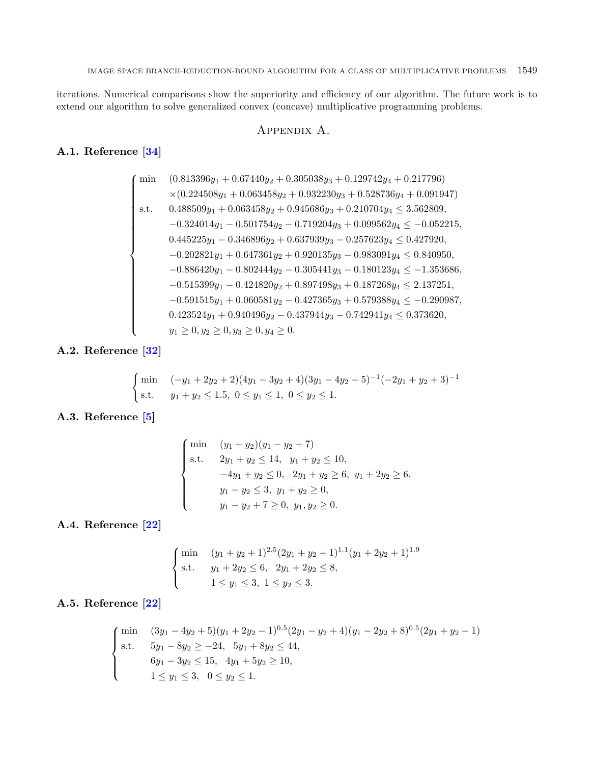iterations. Numerical comparisons show the superiority and efficiency of our algorithm. The future work is to extend our algorithm to solve generalized convex (concave) multiplicative programming problems.

# Appendix A.

### A.1. Reference [34]

$$
\begin{cases}
\min & (0.813396y_1 + 0.67440y_2 + 0.305038y_3 + 0.129742y_4 + 0.217796) \\
 & \times(0.224508y_1 + 0.063458y_2 + 0.932230y_3 + 0.528736y_4 + 0.091947) \\
\text{s.t.} & 0.488509y_1 + 0.063458y_2 + 0.945686y_3 + 0.210704y_4 \leq 3.562809, \\
 & -0.324014y_1 - 0.501754y_2 - 0.719204y_3 + 0.099562y_4 \leq -0.052215, \\
 & 0.445225y_1 - 0.346896y_2 + 0.637939y_3 - 0.257623y_4 \leq 0.427920, \\
 & -0.202821y_1 + 0.647361y_2 + 0.920135y_3 - 0.983091y_4 \leq 0.840950, \\
 & -0.886420y_1 - 0.802444y_2 - 0.305441y_3 - 0.180123y_4 \leq -1.353686, \\
 & -0.515399y_1 - 0.424820y_2 + 0.897498y_3 + 0.187268y_4 \leq 2.137251, \\
 & -0.591515y_1 + 0.060581y_2 - 0.427365y_3 + 0.579388y_4 \leq -0.290987, \\
 & 0.423524y_1 + 0.940496y_2 - 0.437944y_3 - 0.742941y_4 \leq 0.373620, \\
 & y_1 \geq 0, y_2 \geq 0, y_3 \geq 0, y_4 \geq 0.
\end{cases}
$$

### A.2. Reference [32]

$$
\begin{cases}
\min & (-y_1 + 2y_2 + 2)(4y_1 - 3y_2 + 4)(3y_1 - 4y_2 + 5)^{-1}(-2y_1 + y_2 + 3)^{-1} \\
\text{s.t.} & y_1 + y_2 \leq 1.5,\ 0 \leq y_1 \leq 1,\ 0 \leq y_2 \leq 1.
\end{cases}
$$

### A.3. Reference [5]

$$
\begin{cases}
\min & (y_1 + y_2)(y_1 - y_2 + 7) \\
\text{s.t.} & 2y_1 + y_2 \leq 14, \quad y_1 + y_2 \leq 10, \\
 & -4y_1 + y_2 \leq 0, \quad 2y_1 + y_2 \geq 6,\ y_1 + 2y_2 \geq 6, \\
 & y_1 - y_2 \leq 3,\ y_1 + y_2 \geq 0, \\
 & y_1 - y_2 + 7 \geq 0,\ y_1, y_2 \geq 0.
\end{cases}
$$

### A.4. Reference [22]

$$
\begin{cases}
\min & (y_1 + y_2 + 1)^{2.5}(2y_1 + y_2 + 1)^{1.1}(y_1 + 2y_2 + 1)^{1.9} \\
\text{s.t.} & y_1 + 2y_2 \leq 6, \quad 2y_1 + 2y_2 \leq 8, \\
 & 1 \leq y_1 \leq 3,\ 1 \leq y_2 \leq 3.
\end{cases}
$$

### A.5. Reference [22]

$$
\begin{cases}
\min & (3y_1 - 4y_2 + 5)(y_1 + 2y_2 - 1)^{0.5}(2y_1 - y_2 + 4)(y_1 - 2y_2 + 8)^{0.5}(2y_1 + y_2 - 1) \\
\text{s.t.} & 5y_1 - 8y_2 \geq -24, \quad 5y_1 + 8y_2 \leq 44, \\
 & 6y_1 - 3y_2 \leq 15, \quad 4y_1 + 5y_2 \geq 10, \\
 & 1 \leq y_1 \leq 3, \quad 0 \leq y_2 \leq 1.
\end{cases}
$$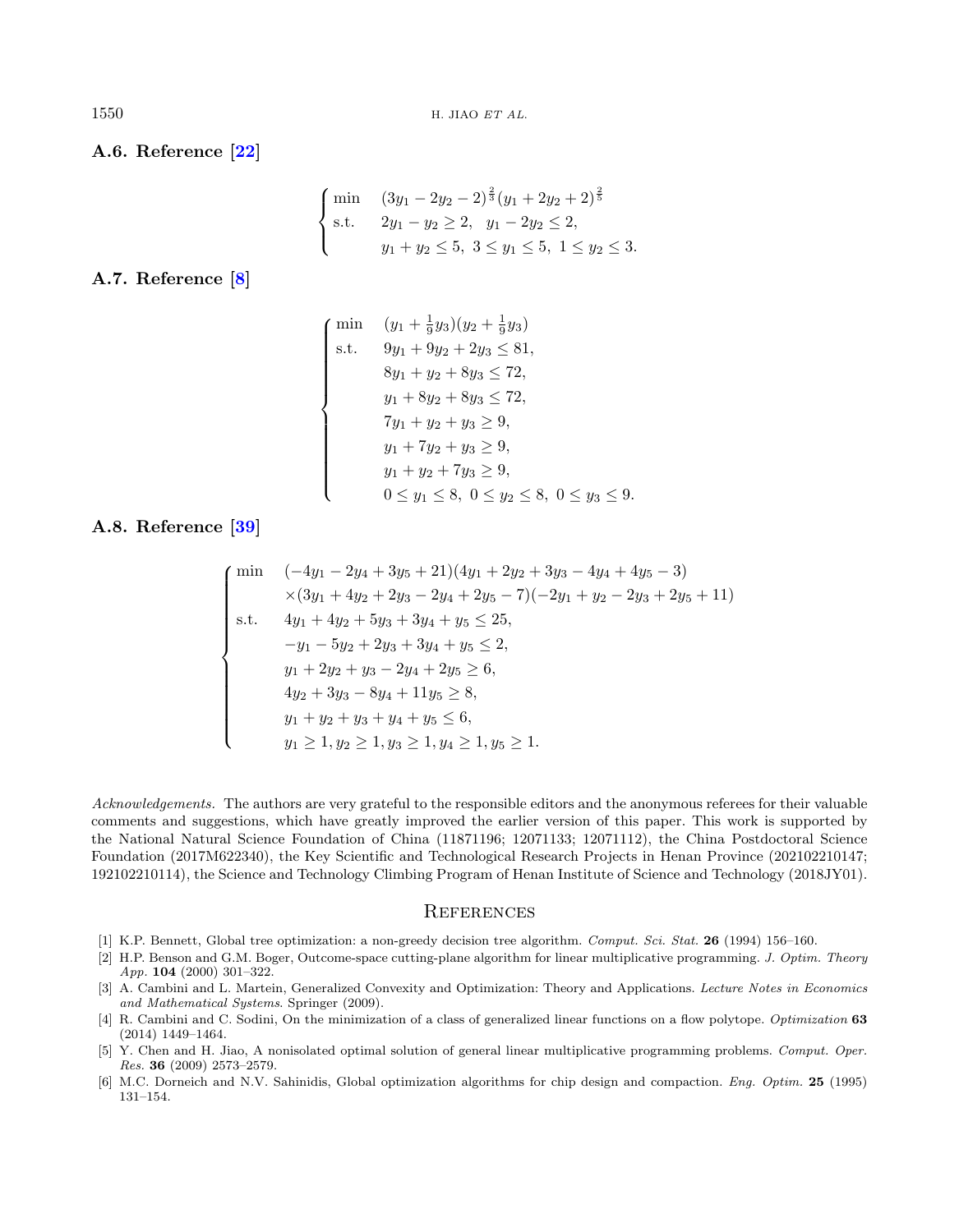### A.6. Reference [22]

$$
\begin{cases}
\min & (3y_1 - 2y_2 - 2)^{\frac{2}{3}}(y_1 + 2y_2 + 2)^{\frac{2}{5}} \\
\text{s.t.} & 2y_1 - y_2 \geq 2, \quad y_1 - 2y_2 \leq 2, \\
& y_1 + y_2 \leq 5, \ 3 \leq y_1 \leq 5, \ 1 \leq y_2 \leq 3.
\end{cases}
$$

### A.7. Reference [8]

$$
\begin{cases}
\min & (y_1 + \frac{1}{9}y_3)(y_2 + \frac{1}{9}y_3) \\
\text{s.t.} & 9y_1 + 9y_2 + 2y_3 \leq 81, \\
& 8y_1 + y_2 + 8y_3 \leq 72, \\
& y_1 + 8y_2 + 8y_3 \leq 72, \\
& 7y_1 + y_2 + y_3 \geq 9, \\
& y_1 + 7y_2 + y_3 \geq 9, \\
& y_1 + y_2 + 7y_3 \geq 9, \\
& 0 \leq y_1 \leq 8, \ 0 \leq y_2 \leq 8, \ 0 \leq y_3 \leq 9.
\end{cases}
$$

### A.8. Reference [39]

$$
\begin{cases}
\min & (-4y_1 - 2y_4 + 3y_5 + 21)(4y_1 + 2y_2 + 3y_3 - 4y_4 + 4y_5 - 3) \\
& \times(3y_1 + 4y_2 + 2y_3 - 2y_4 + 2y_5 - 7)(-2y_1 + y_2 - 2y_3 + 2y_5 + 11) \\
\text{s.t.} & 4y_1 + 4y_2 + 5y_3 + 3y_4 + y_5 \leq 25, \\
& -y_1 - 5y_2 + 2y_3 + 3y_4 + y_5 \leq 2, \\
& y_1 + 2y_2 + y_3 - 2y_4 + 2y_5 \geq 6, \\
& 4y_2 + 3y_3 - 8y_4 + 11y_5 \geq 8, \\
& y_1 + y_2 + y_3 + y_4 + y_5 \leq 6, \\
& y_1 \geq 1, y_2 \geq 1, y_3 \geq 1, y_4 \geq 1, y_5 \geq 1.
\end{cases}
$$

*Acknowledgements.* The authors are very grateful to the responsible editors and the anonymous referees for their valuable comments and suggestions, which have greatly improved the earlier version of this paper. This work is supported by the National Natural Science Foundation of China (11871196; 12071133; 12071112), the China Postdoctoral Science Foundation (2017M622340), the Key Scientific and Technological Research Projects in Henan Province (202102210147; 192102210114), the Science and Technology Climbing Program of Henan Institute of Science and Technology (2018JY01).

## References

[1] K.P. Bennett, Global tree optimization: a non-greedy decision tree algorithm. *Comput. Sci. Stat.* **26** (1994) 156–160.

[2] H.P. Benson and G.M. Boger, Outcome-space cutting-plane algorithm for linear multiplicative programming. *J. Optim. Theory App.* **104** (2000) 301–322.

[3] A. Cambini and L. Martein, Generalized Convexity and Optimization: Theory and Applications. *Lecture Notes in Economics and Mathematical Systems*. Springer (2009).

[4] R. Cambini and C. Sodini, On the minimization of a class of generalized linear functions on a flow polytope. *Optimization* **63** (2014) 1449–1464.

[5] Y. Chen and H. Jiao, A nonisolated optimal solution of general linear multiplicative programming problems. *Comput. Oper. Res.* **36** (2009) 2573–2579.

[6] M.C. Dorneich and N.V. Sahinidis, Global optimization algorithms for chip design and compaction. *Eng. Optim.* **25** (1995) 131–154.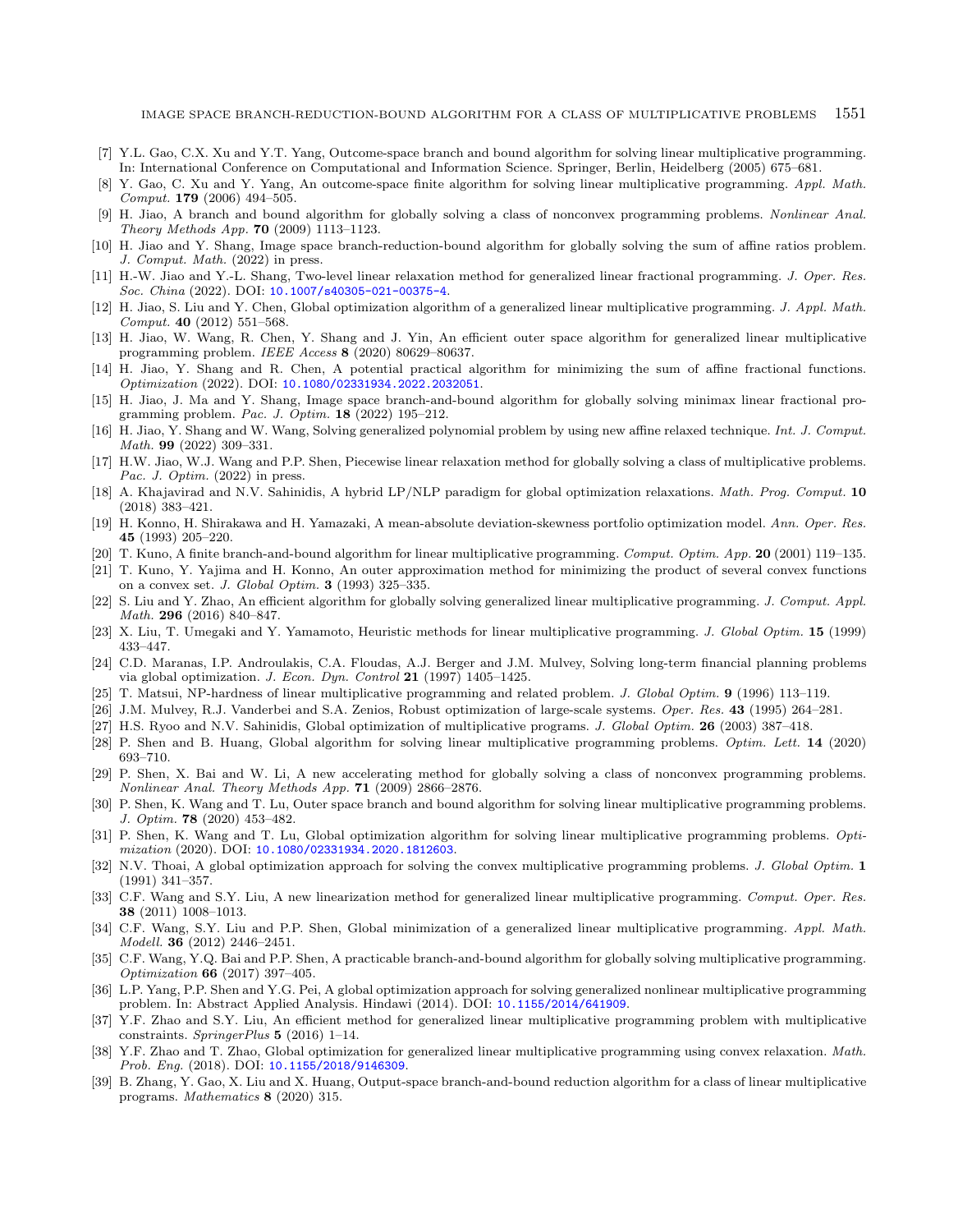- [7] Y.L. Gao, C.X. Xu and Y.T. Yang, Outcome-space branch and bound algorithm for solving linear multiplicative programming. In: International Conference on Computational and Information Science. Springer, Berlin, Heidelberg (2005) 675–681.
- [8] Y. Gao, C. Xu and Y. Yang, An outcome-space finite algorithm for solving linear multiplicative programming. *Appl. Math. Comput.* **179** (2006) 494–505.
- [9] H. Jiao, A branch and bound algorithm for globally solving a class of nonconvex programming problems. *Nonlinear Anal. Theory Methods App.* **70** (2009) 1113–1123.
- [10] H. Jiao and Y. Shang, Image space branch-reduction-bound algorithm for globally solving the sum of affine ratios problem. *J. Comput. Math.* (2022) in press.
- [11] H.-W. Jiao and Y.-L. Shang, Two-level linear relaxation method for generalized linear fractional programming. *J. Oper. Res. Soc. China* (2022). DOI: 10.1007/s40305-021-00375-4.
- [12] H. Jiao, S. Liu and Y. Chen, Global optimization algorithm of a generalized linear multiplicative programming. *J. Appl. Math. Comput.* **40** (2012) 551–568.
- [13] H. Jiao, W. Wang, R. Chen, Y. Shang and J. Yin, An efficient outer space algorithm for generalized linear multiplicative programming problem. *IEEE Access* **8** (2020) 80629–80637.
- [14] H. Jiao, Y. Shang and R. Chen, A potential practical algorithm for minimizing the sum of affine fractional functions. *Optimization* (2022). DOI: 10.1080/02331934.2022.2032051.
- [15] H. Jiao, J. Ma and Y. Shang, Image space branch-and-bound algorithm for globally solving minimax linear fractional programming problem. *Pac. J. Optim.* **18** (2022) 195–212.
- [16] H. Jiao, Y. Shang and W. Wang, Solving generalized polynomial problem by using new affine relaxed technique. *Int. J. Comput. Math.* **99** (2022) 309–331.
- [17] H.W. Jiao, W.J. Wang and P.P. Shen, Piecewise linear relaxation method for globally solving a class of multiplicative problems. *Pac. J. Optim.* (2022) in press.
- [18] A. Khajavirad and N.V. Sahinidis, A hybrid LP/NLP paradigm for global optimization relaxations. *Math. Prog. Comput.* **10** (2018) 383–421.
- [19] H. Konno, H. Shirakawa and H. Yamazaki, A mean-absolute deviation-skewness portfolio optimization model. *Ann. Oper. Res.* **45** (1993) 205–220.
- [20] T. Kuno, A finite branch-and-bound algorithm for linear multiplicative programming. *Comput. Optim. App.* **20** (2001) 119–135.
- [21] T. Kuno, Y. Yajima and H. Konno, An outer approximation method for minimizing the product of several convex functions on a convex set. *J. Global Optim.* **3** (1993) 325–335.
- [22] S. Liu and Y. Zhao, An efficient algorithm for globally solving generalized linear multiplicative programming. *J. Comput. Appl. Math.* **296** (2016) 840–847.
- [23] X. Liu, T. Umegaki and Y. Yamamoto, Heuristic methods for linear multiplicative programming. *J. Global Optim.* **15** (1999) 433–447.
- [24] C.D. Maranas, I.P. Androulakis, C.A. Floudas, A.J. Berger and J.M. Mulvey, Solving long-term financial planning problems via global optimization. *J. Econ. Dyn. Control* **21** (1997) 1405–1425.
- [25] T. Matsui, NP-hardness of linear multiplicative programming and related problem. *J. Global Optim.* **9** (1996) 113–119.
- [26] J.M. Mulvey, R.J. Vanderbei and S.A. Zenios, Robust optimization of large-scale systems. *Oper. Res.* **43** (1995) 264–281.
- [27] H.S. Ryoo and N.V. Sahinidis, Global optimization of multiplicative programs. *J. Global Optim.* **26** (2003) 387–418.
- [28] P. Shen and B. Huang, Global algorithm for solving linear multiplicative programming problems. *Optim. Lett.* **14** (2020) 693–710.
- [29] P. Shen, X. Bai and W. Li, A new accelerating method for globally solving a class of nonconvex programming problems. *Nonlinear Anal. Theory Methods App.* **71** (2009) 2866–2876.
- [30] P. Shen, K. Wang and T. Lu, Outer space branch and bound algorithm for solving linear multiplicative programming problems. *J. Optim.* **78** (2020) 453–482.
- [31] P. Shen, K. Wang and T. Lu, Global optimization algorithm for solving linear multiplicative programming problems. *Optimization* (2020). DOI: 10.1080/02331934.2020.1812603.
- [32] N.V. Thoai, A global optimization approach for solving the convex multiplicative programming problems. *J. Global Optim.* **1** (1991) 341–357.
- [33] C.F. Wang and S.Y. Liu, A new linearization method for generalized linear multiplicative programming. *Comput. Oper. Res.* **38** (2011) 1008–1013.
- [34] C.F. Wang, S.Y. Liu and P.P. Shen, Global minimization of a generalized linear multiplicative programming. *Appl. Math. Modell.* **36** (2012) 2446–2451.
- [35] C.F. Wang, Y.Q. Bai and P.P. Shen, A practicable branch-and-bound algorithm for globally solving multiplicative programming. *Optimization* **66** (2017) 397–405.
- [36] L.P. Yang, P.P. Shen and Y.G. Pei, A global optimization approach for solving generalized nonlinear multiplicative programming problem. In: Abstract Applied Analysis. Hindawi (2014). DOI: 10.1155/2014/641909.
- [37] Y.F. Zhao and S.Y. Liu, An efficient method for generalized linear multiplicative programming problem with multiplicative constraints. *SpringerPlus* **5** (2016) 1–14.
- [38] Y.F. Zhao and T. Zhao, Global optimization for generalized linear multiplicative programming using convex relaxation. *Math. Prob. Eng.* (2018). DOI: 10.1155/2018/9146309.
- [39] B. Zhang, Y. Gao, X. Liu and X. Huang, Output-space branch-and-bound reduction algorithm for a class of linear multiplicative programs. *Mathematics* **8** (2020) 315.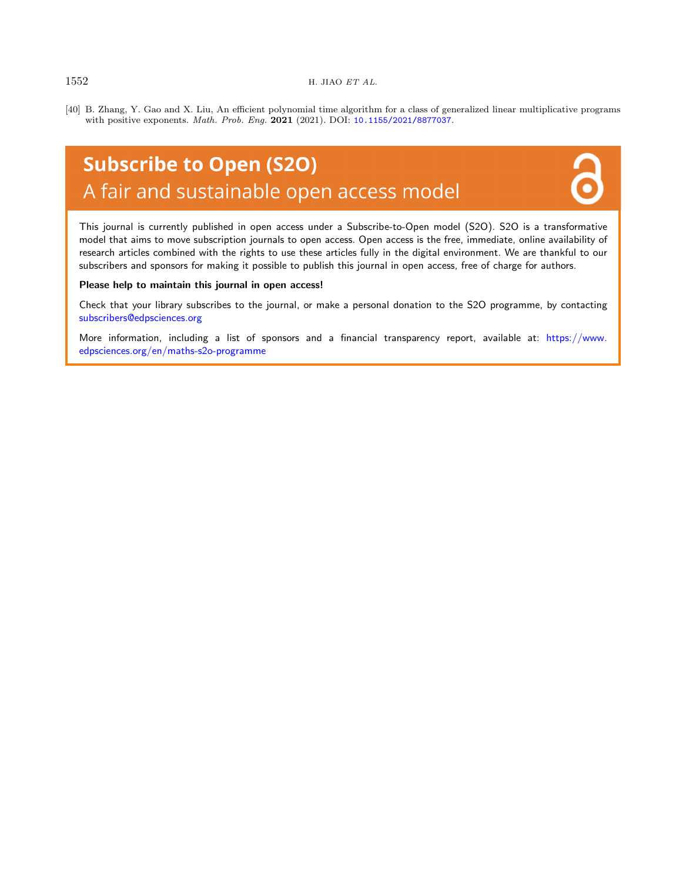[40] B. Zhang, Y. Gao and X. Liu, An efficient polynomial time algorithm for a class of generalized linear multiplicative programs with positive exponents. *Math. Prob. Eng.* **2021** (2021). DOI: 10.1155/2021/8877037.

# Subscribe to Open (S2O)

## A fair and sustainable open access model

This journal is currently published in open access under a Subscribe-to-Open model (S2O). S2O is a transformative model that aims to move subscription journals to open access. Open access is the free, immediate, online availability of research articles combined with the rights to use these articles fully in the digital environment. We are thankful to our subscribers and sponsors for making it possible to publish this journal in open access, free of charge for authors.

**Please help to maintain this journal in open access!**

Check that your library subscribes to the journal, or make a personal donation to the S2O programme, by contacting subscribers@edpsciences.org

More information, including a list of sponsors and a financial transparency report, available at: https://www.edpsciences.org/en/maths-s2o-programme